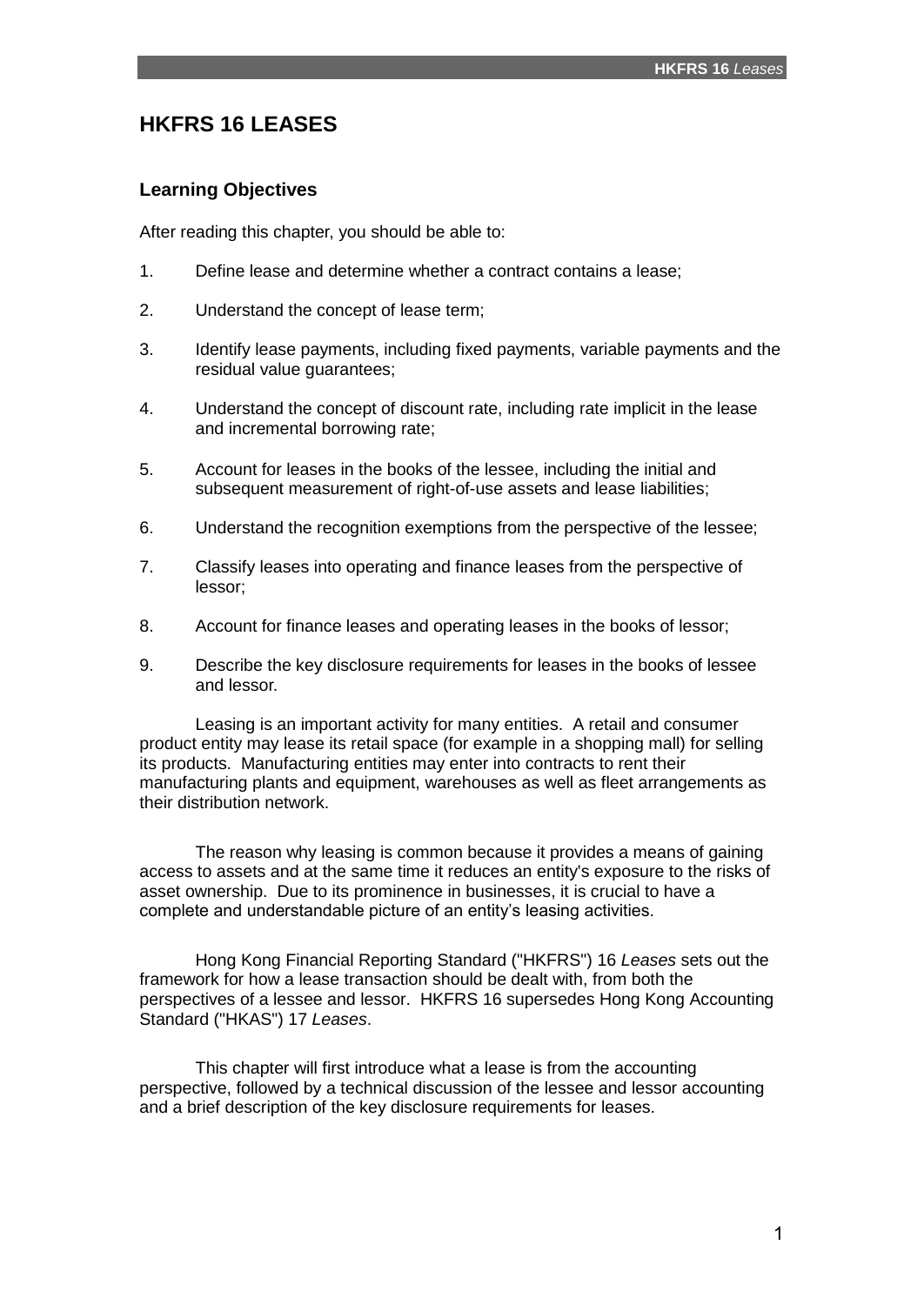# HKFRS 16 LEASES

## Learning Objectives

After reading this chapter, you should be able to:

1. Define lease and determine whether a contract contains a lease;
2. Understand the concept of lease term;
3. Identify lease payments, including fixed payments, variable payments and the residual value guarantees;
4. Understand the concept of discount rate, including rate implicit in the lease and incremental borrowing rate;
5. Account for leases in the books of the lessee, including the initial and subsequent measurement of right-of-use assets and lease liabilities;
6. Understand the recognition exemptions from the perspective of the lessee;
7. Classify leases into operating and finance leases from the perspective of lessor;
8. Account for finance leases and operating leases in the books of lessor;
9. Describe the key disclosure requirements for leases in the books of lessee and lessor.

Leasing is an important activity for many entities. A retail and consumer product entity may lease its retail space (for example in a shopping mall) for selling its products. Manufacturing entities may enter into contracts to rent their manufacturing plants and equipment, warehouses as well as fleet arrangements as their distribution network.

The reason why leasing is common because it provides a means of gaining access to assets and at the same time it reduces an entity's exposure to the risks of asset ownership. Due to its prominence in businesses, it is crucial to have a complete and understandable picture of an entity's leasing activities.

Hong Kong Financial Reporting Standard ("HKFRS") 16 *Leases* sets out the framework for how a lease transaction should be dealt with, from both the perspectives of a lessee and lessor. HKFRS 16 supersedes Hong Kong Accounting Standard ("HKAS") 17 *Leases*.

This chapter will first introduce what a lease is from the accounting perspective, followed by a technical discussion of the lessee and lessor accounting and a brief description of the key disclosure requirements for leases.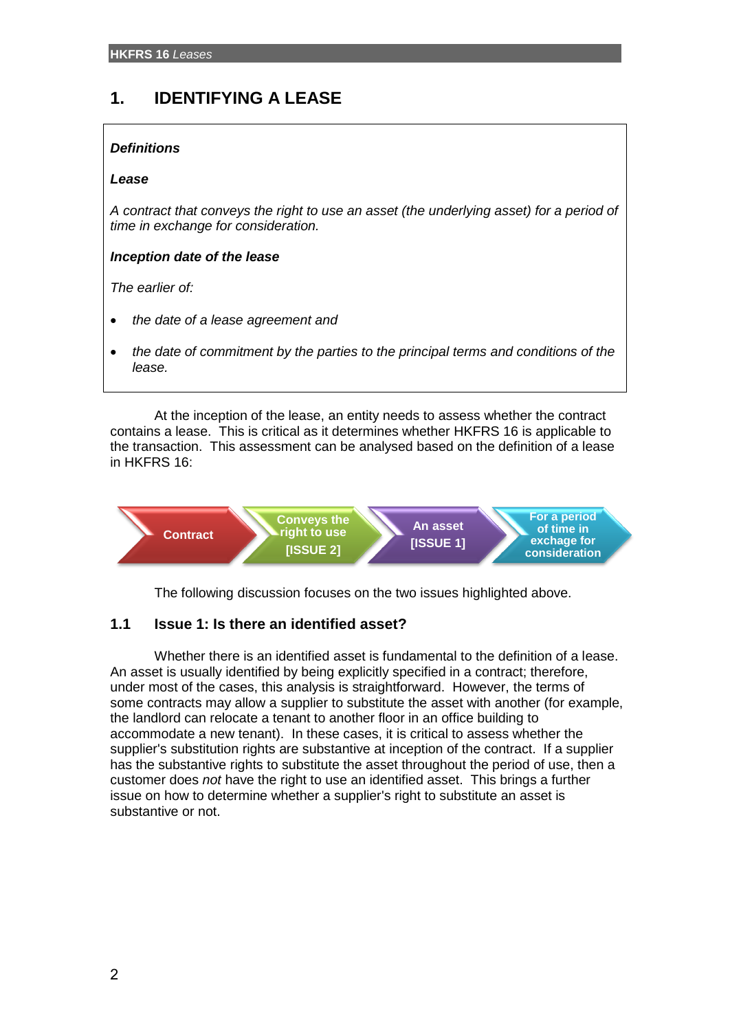# 1. IDENTIFYING A LEASE

***Definitions***

***Lease***

*A contract that conveys the right to use an asset (the underlying asset) for a period of time in exchange for consideration.*

***Inception date of the lease***

*The earlier of:*

- *the date of a lease agreement and*
- *the date of commitment by the parties to the principal terms and conditions of the lease.*

At the inception of the lease, an entity needs to assess whether the contract contains a lease. This is critical as it determines whether HKFRS 16 is applicable to the transaction. This assessment can be analysed based on the definition of a lease in HKFRS 16:

**Contract** → **Conveys the right to use [ISSUE 2]** → **An asset [ISSUE 1]** → **For a period of time in exchange for consideration**

The following discussion focuses on the two issues highlighted above.

## 1.1 Issue 1: Is there an identified asset?

Whether there is an identified asset is fundamental to the definition of a lease. An asset is usually identified by being explicitly specified in a contract; therefore, under most of the cases, this analysis is straightforward. However, the terms of some contracts may allow a supplier to substitute the asset with another (for example, the landlord can relocate a tenant to another floor in an office building to accommodate a new tenant). In these cases, it is critical to assess whether the supplier's substitution rights are substantive at inception of the contract. If a supplier has the substantive rights to substitute the asset throughout the period of use, then a customer does *not* have the right to use an identified asset. This brings a further issue on how to determine whether a supplier's right to substitute an asset is substantive or not.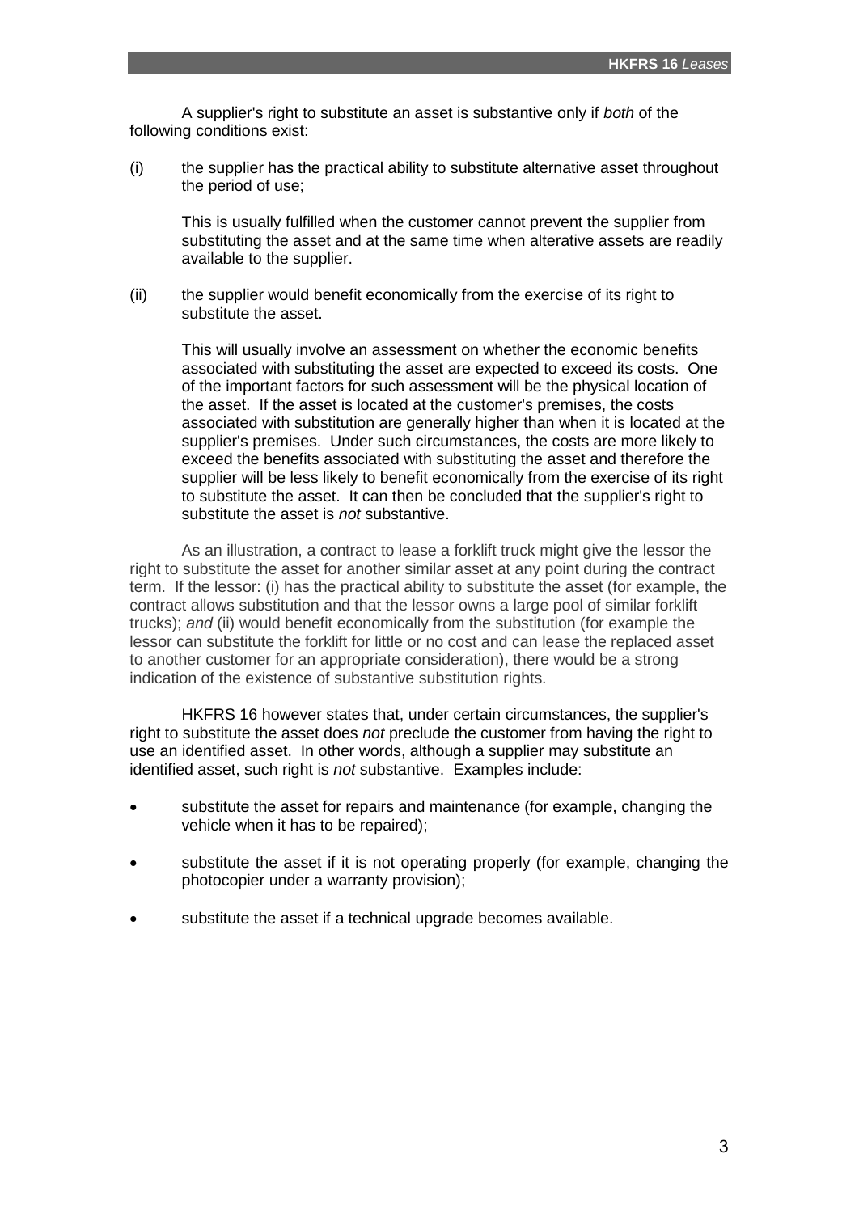A supplier's right to substitute an asset is substantive only if *both* of the following conditions exist:

(i) the supplier has the practical ability to substitute alternative asset throughout the period of use;

This is usually fulfilled when the customer cannot prevent the supplier from substituting the asset and at the same time when alterative assets are readily available to the supplier.

(ii) the supplier would benefit economically from the exercise of its right to substitute the asset.

This will usually involve an assessment on whether the economic benefits associated with substituting the asset are expected to exceed its costs. One of the important factors for such assessment will be the physical location of the asset. If the asset is located at the customer's premises, the costs associated with substitution are generally higher than when it is located at the supplier's premises. Under such circumstances, the costs are more likely to exceed the benefits associated with substituting the asset and therefore the supplier will be less likely to benefit economically from the exercise of its right to substitute the asset. It can then be concluded that the supplier's right to substitute the asset is *not* substantive.

As an illustration, a contract to lease a forklift truck might give the lessor the right to substitute the asset for another similar asset at any point during the contract term. If the lessor: (i) has the practical ability to substitute the asset (for example, the contract allows substitution and that the lessor owns a large pool of similar forklift trucks); *and* (ii) would benefit economically from the substitution (for example the lessor can substitute the forklift for little or no cost and can lease the replaced asset to another customer for an appropriate consideration), there would be a strong indication of the existence of substantive substitution rights.

HKFRS 16 however states that, under certain circumstances, the supplier's right to substitute the asset does *not* preclude the customer from having the right to use an identified asset. In other words, although a supplier may substitute an identified asset, such right is *not* substantive. Examples include:

- substitute the asset for repairs and maintenance (for example, changing the vehicle when it has to be repaired);
- substitute the asset if it is not operating properly (for example, changing the photocopier under a warranty provision);
- substitute the asset if a technical upgrade becomes available.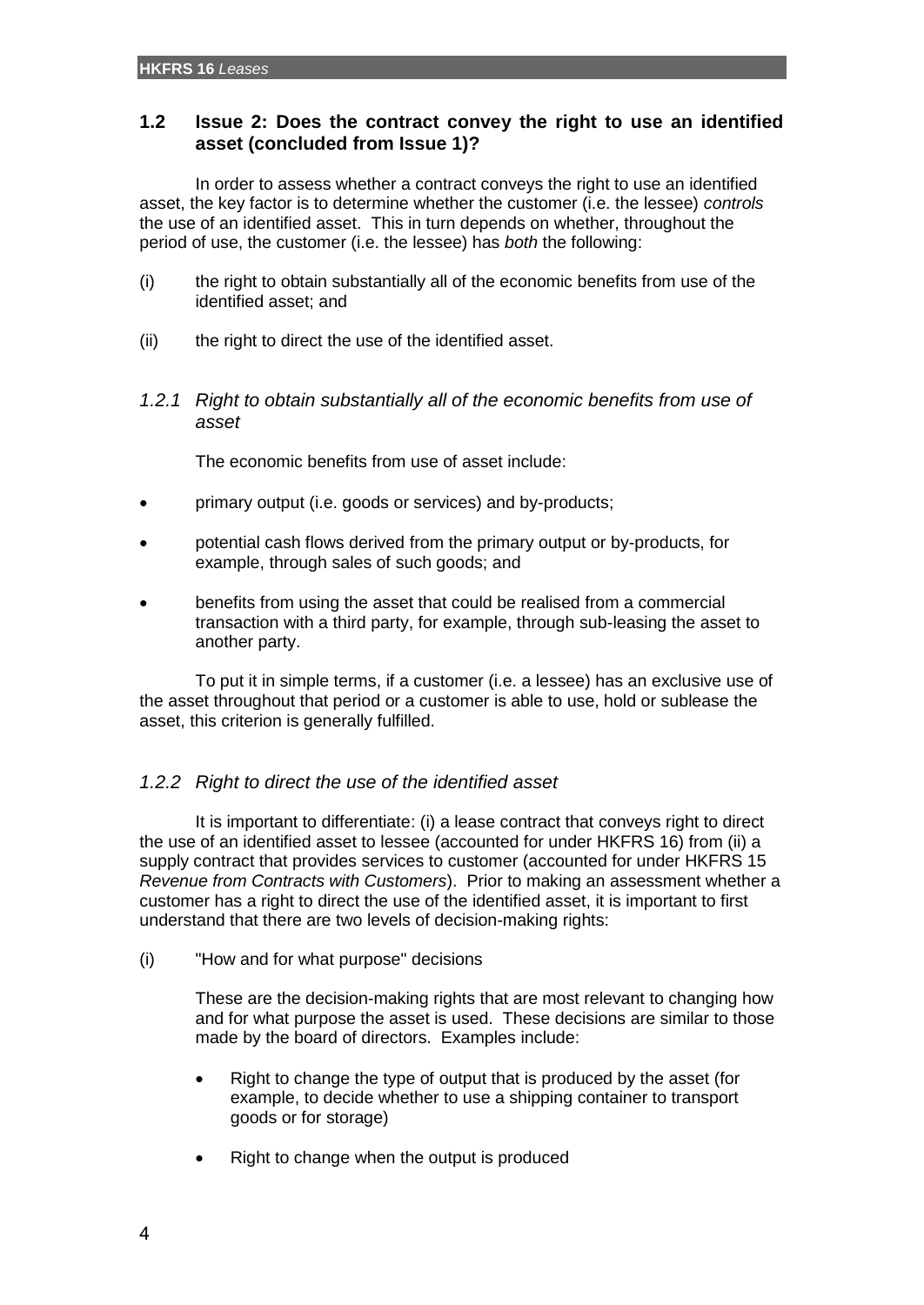## 1.2 Issue 2: Does the contract convey the right to use an identified asset (concluded from Issue 1)?

In order to assess whether a contract conveys the right to use an identified asset, the key factor is to determine whether the customer (i.e. the lessee) *controls* the use of an identified asset. This in turn depends on whether, throughout the period of use, the customer (i.e. the lessee) has *both* the following:

(i) the right to obtain substantially all of the economic benefits from use of the identified asset; and

(ii) the right to direct the use of the identified asset.

### *1.2.1 Right to obtain substantially all of the economic benefits from use of asset*

The economic benefits from use of asset include:

- primary output (i.e. goods or services) and by-products;
- potential cash flows derived from the primary output or by-products, for example, through sales of such goods; and
- benefits from using the asset that could be realised from a commercial transaction with a third party, for example, through sub-leasing the asset to another party.

To put it in simple terms, if a customer (i.e. a lessee) has an exclusive use of the asset throughout that period or a customer is able to use, hold or sublease the asset, this criterion is generally fulfilled.

### *1.2.2 Right to direct the use of the identified asset*

It is important to differentiate: (i) a lease contract that conveys right to direct the use of an identified asset to lessee (accounted for under HKFRS 16) from (ii) a supply contract that provides services to customer (accounted for under HKFRS 15 *Revenue from Contracts with Customers*). Prior to making an assessment whether a customer has a right to direct the use of the identified asset, it is important to first understand that there are two levels of decision-making rights:

(i) "How and for what purpose" decisions

These are the decision-making rights that are most relevant to changing how and for what purpose the asset is used. These decisions are similar to those made by the board of directors. Examples include:

- Right to change the type of output that is produced by the asset (for example, to decide whether to use a shipping container to transport goods or for storage)
- Right to change when the output is produced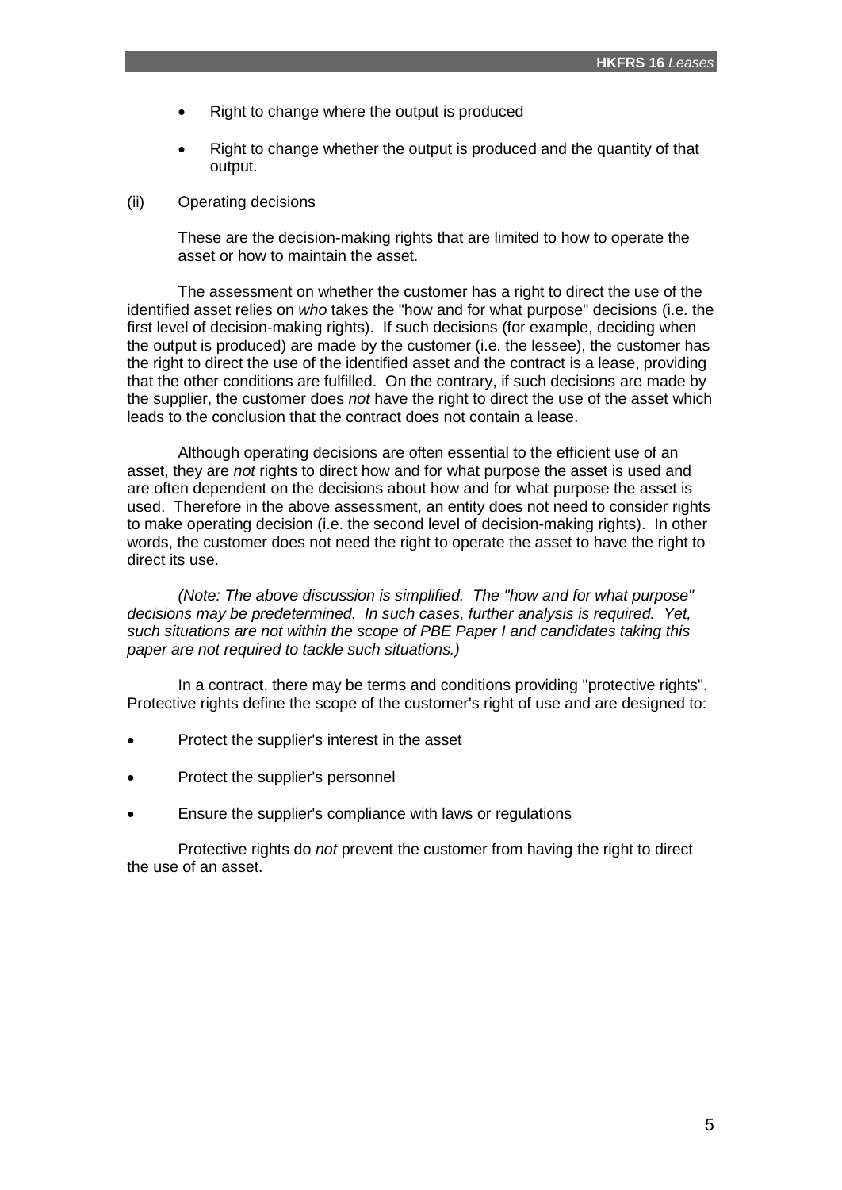- Right to change where the output is produced
- Right to change whether the output is produced and the quantity of that output.

(ii) Operating decisions

These are the decision-making rights that are limited to how to operate the asset or how to maintain the asset.

The assessment on whether the customer has a right to direct the use of the identified asset relies on *who* takes the "how and for what purpose" decisions (i.e. the first level of decision-making rights). If such decisions (for example, deciding when the output is produced) are made by the customer (i.e. the lessee), the customer has the right to direct the use of the identified asset and the contract is a lease, providing that the other conditions are fulfilled. On the contrary, if such decisions are made by the supplier, the customer does *not* have the right to direct the use of the asset which leads to the conclusion that the contract does not contain a lease.

Although operating decisions are often essential to the efficient use of an asset, they are *not* rights to direct how and for what purpose the asset is used and are often dependent on the decisions about how and for what purpose the asset is used. Therefore in the above assessment, an entity does not need to consider rights to make operating decision (i.e. the second level of decision-making rights). In other words, the customer does not need the right to operate the asset to have the right to direct its use.

*(Note: The above discussion is simplified. The "how and for what purpose" decisions may be predetermined. In such cases, further analysis is required. Yet, such situations are not within the scope of PBE Paper I and candidates taking this paper are not required to tackle such situations.)*

In a contract, there may be terms and conditions providing "protective rights". Protective rights define the scope of the customer's right of use and are designed to:

- Protect the supplier's interest in the asset
- Protect the supplier's personnel
- Ensure the supplier's compliance with laws or regulations

Protective rights do *not* prevent the customer from having the right to direct the use of an asset.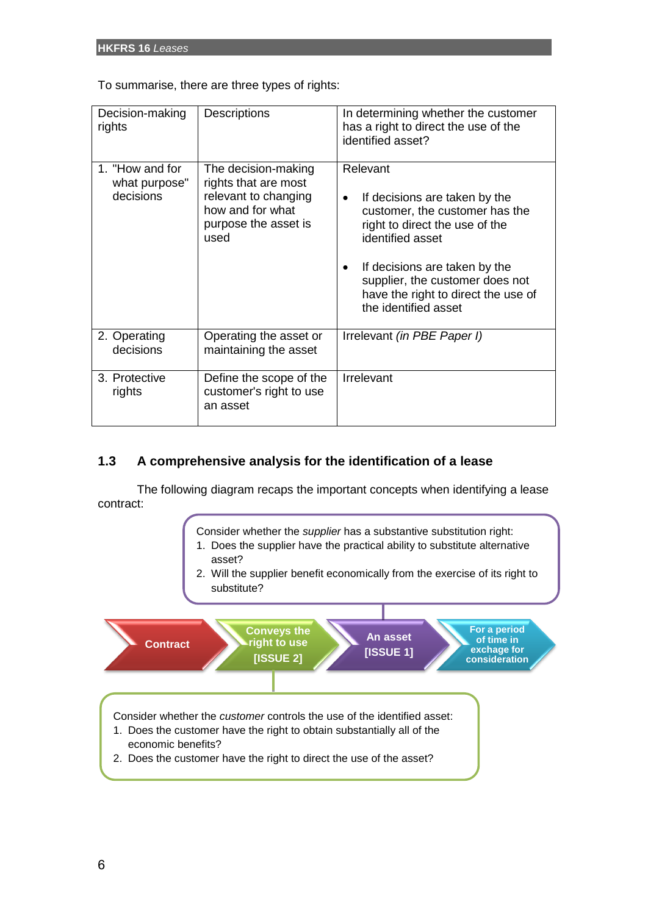To summarise, there are three types of rights:

| Decision-making rights | Descriptions | In determining whether the customer has a right to direct the use of the identified asset? |
|---|---|---|
| 1. "How and for what purpose" decisions | The decision-making rights that are most relevant to changing how and for what purpose the asset is used | Relevant<br>• If decisions are taken by the customer, the customer has the right to direct the use of the identified asset<br>• If decisions are taken by the supplier, the customer does not have the right to direct the use of the identified asset |
| 2. Operating decisions | Operating the asset or maintaining the asset | Irrelevant *(in PBE Paper I)* |
| 3. Protective rights | Define the scope of the customer's right to use an asset | Irrelevant |

## 1.3 A comprehensive analysis for the identification of a lease

The following diagram recaps the important concepts when identifying a lease contract:

Consider whether the *supplier* has a substantive substitution right:
1. Does the supplier have the practical ability to substitute alternative asset?
2. Will the supplier benefit economically from the exercise of its right to substitute?

**Contract** → **Conveys the right to use [ISSUE 2]** → **An asset [ISSUE 1]** → **For a period of time in exchage for consideration**

Consider whether the *customer* controls the use of the identified asset:
1. Does the customer have the right to obtain substantially all of the economic benefits?
2. Does the customer have the right to direct the use of the asset?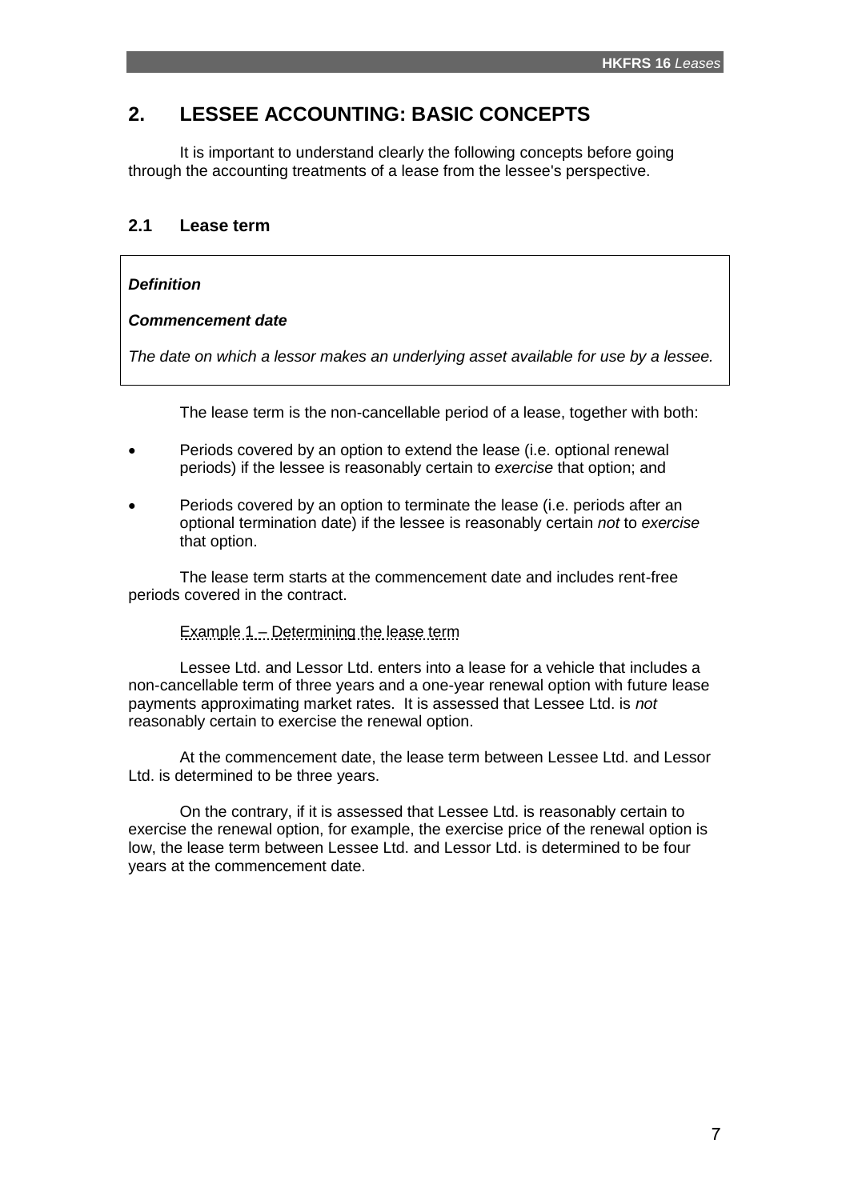## 2. LESSEE ACCOUNTING: BASIC CONCEPTS

It is important to understand clearly the following concepts before going through the accounting treatments of a lease from the lessee's perspective.

### 2.1 Lease term

> ***Definition***
>
> ***Commencement date***
>
> *The date on which a lessor makes an underlying asset available for use by a lessee.*

The lease term is the non-cancellable period of a lease, together with both:

- Periods covered by an option to extend the lease (i.e. optional renewal periods) if the lessee is reasonably certain to *exercise* that option; and
- Periods covered by an option to terminate the lease (i.e. periods after an optional termination date) if the lessee is reasonably certain *not* to *exercise* that option.

The lease term starts at the commencement date and includes rent-free periods covered in the contract.

Example 1 – Determining the lease term

Lessee Ltd. and Lessor Ltd. enters into a lease for a vehicle that includes a non-cancellable term of three years and a one-year renewal option with future lease payments approximating market rates. It is assessed that Lessee Ltd. is *not* reasonably certain to exercise the renewal option.

At the commencement date, the lease term between Lessee Ltd. and Lessor Ltd. is determined to be three years.

On the contrary, if it is assessed that Lessee Ltd. is reasonably certain to exercise the renewal option, for example, the exercise price of the renewal option is low, the lease term between Lessee Ltd. and Lessor Ltd. is determined to be four years at the commencement date.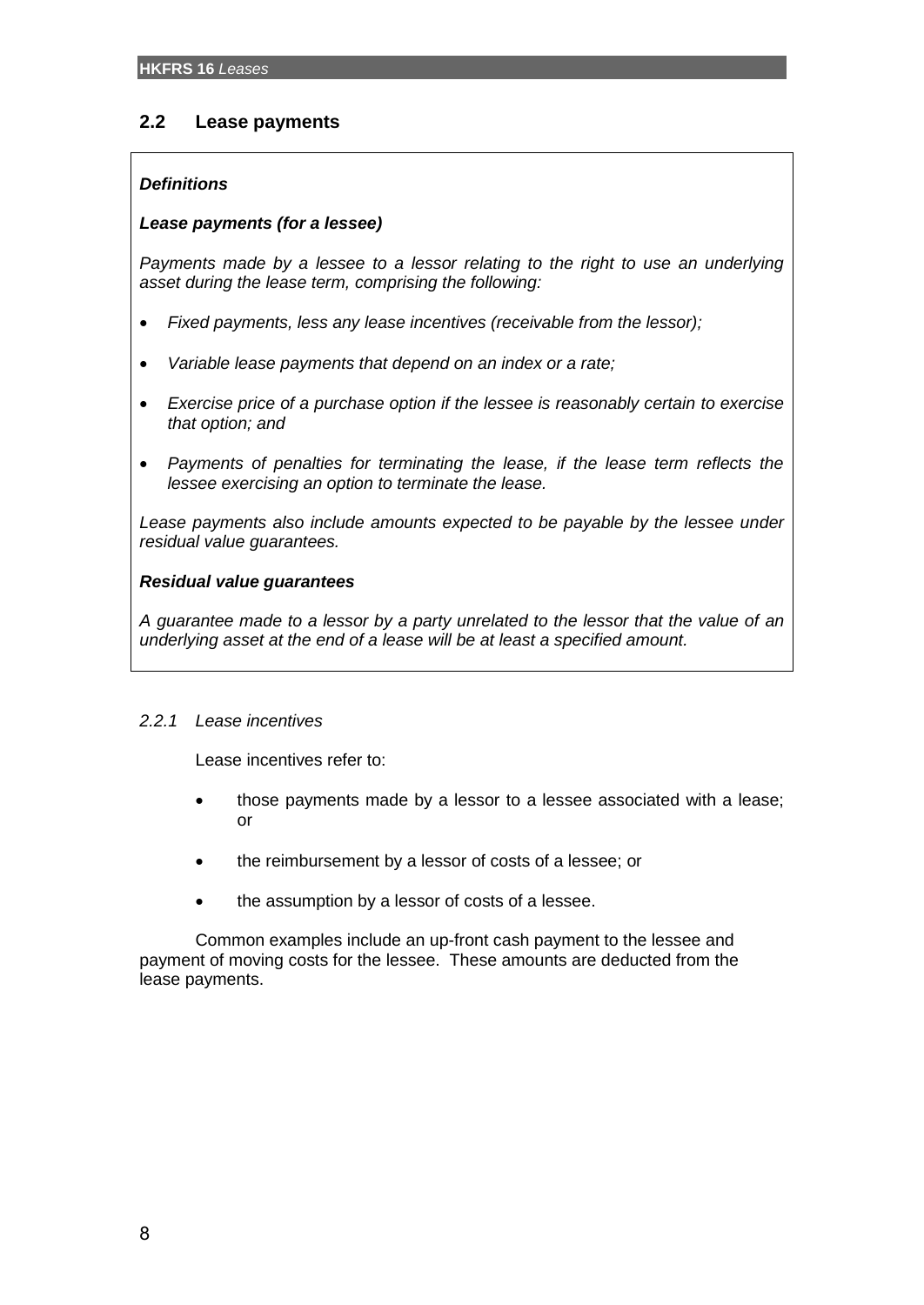## 2.2 Lease payments

***Definitions***

***Lease payments (for a lessee)***

*Payments made by a lessee to a lessor relating to the right to use an underlying asset during the lease term, comprising the following:*

- *Fixed payments, less any lease incentives (receivable from the lessor);*
- *Variable lease payments that depend on an index or a rate;*
- *Exercise price of a purchase option if the lessee is reasonably certain to exercise that option; and*
- *Payments of penalties for terminating the lease, if the lease term reflects the lessee exercising an option to terminate the lease.*

*Lease payments also include amounts expected to be payable by the lessee under residual value guarantees.*

***Residual value guarantees***

*A guarantee made to a lessor by a party unrelated to the lessor that the value of an underlying asset at the end of a lease will be at least a specified amount.*

*2.2.1 Lease incentives*

Lease incentives refer to:

- those payments made by a lessor to a lessee associated with a lease; or
- the reimbursement by a lessor of costs of a lessee; or
- the assumption by a lessor of costs of a lessee.

Common examples include an up-front cash payment to the lessee and payment of moving costs for the lessee. These amounts are deducted from the lease payments.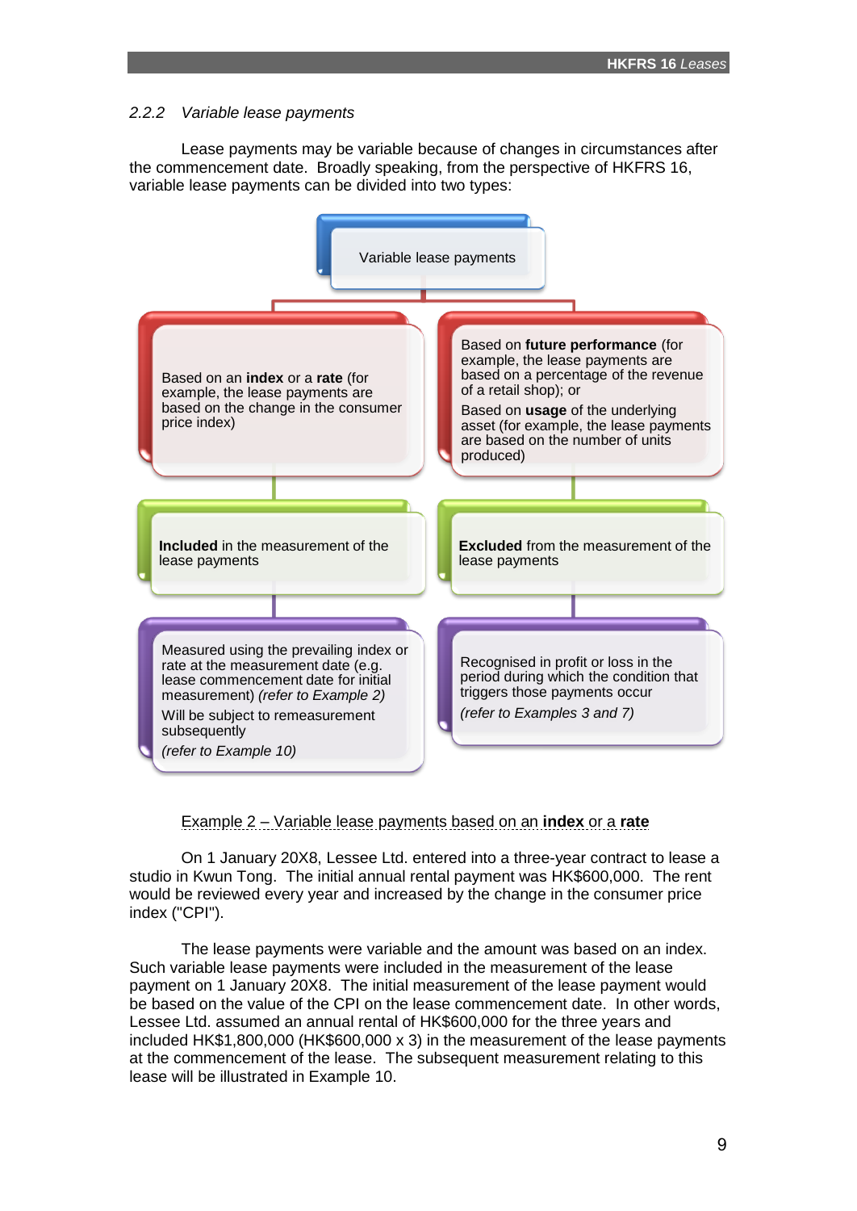### 2.2.2 *Variable lease payments*

Lease payments may be variable because of changes in circumstances after the commencement date. Broadly speaking, from the perspective of HKFRS 16, variable lease payments can be divided into two types:

Variable lease payments

| | |
|---|---|
| Based on an **index** or a **rate** (for example, the lease payments are based on the change in the consumer price index) | Based on **future performance** (for example, the lease payments are based on a percentage of the revenue of a retail shop); or<br>Based on **usage** of the underlying asset (for example, the lease payments are based on the number of units produced) |
| **Included** in the measurement of the lease payments | **Excluded** from the measurement of the lease payments |
| Measured using the prevailing index or rate at the measurement date (e.g. lease commencement date for initial measurement) *(refer to Example 2)*<br>Will be subject to remeasurement subsequently<br>*(refer to Example 10)* | Recognised in profit or loss in the period during which the condition that triggers those payments occur<br>*(refer to Examples 3 and 7)* |

<u>Example 2 – Variable lease payments based on an **index** or a **rate**</u>

On 1 January 20X8, Lessee Ltd. entered into a three-year contract to lease a studio in Kwun Tong. The initial annual rental payment was HK$600,000. The rent would be reviewed every year and increased by the change in the consumer price index ("CPI").

The lease payments were variable and the amount was based on an index. Such variable lease payments were included in the measurement of the lease payment on 1 January 20X8. The initial measurement of the lease payment would be based on the value of the CPI on the lease commencement date. In other words, Lessee Ltd. assumed an annual rental of HK$600,000 for the three years and included HK$1,800,000 (HK$600,000 x 3) in the measurement of the lease payments at the commencement of the lease. The subsequent measurement relating to this lease will be illustrated in Example 10.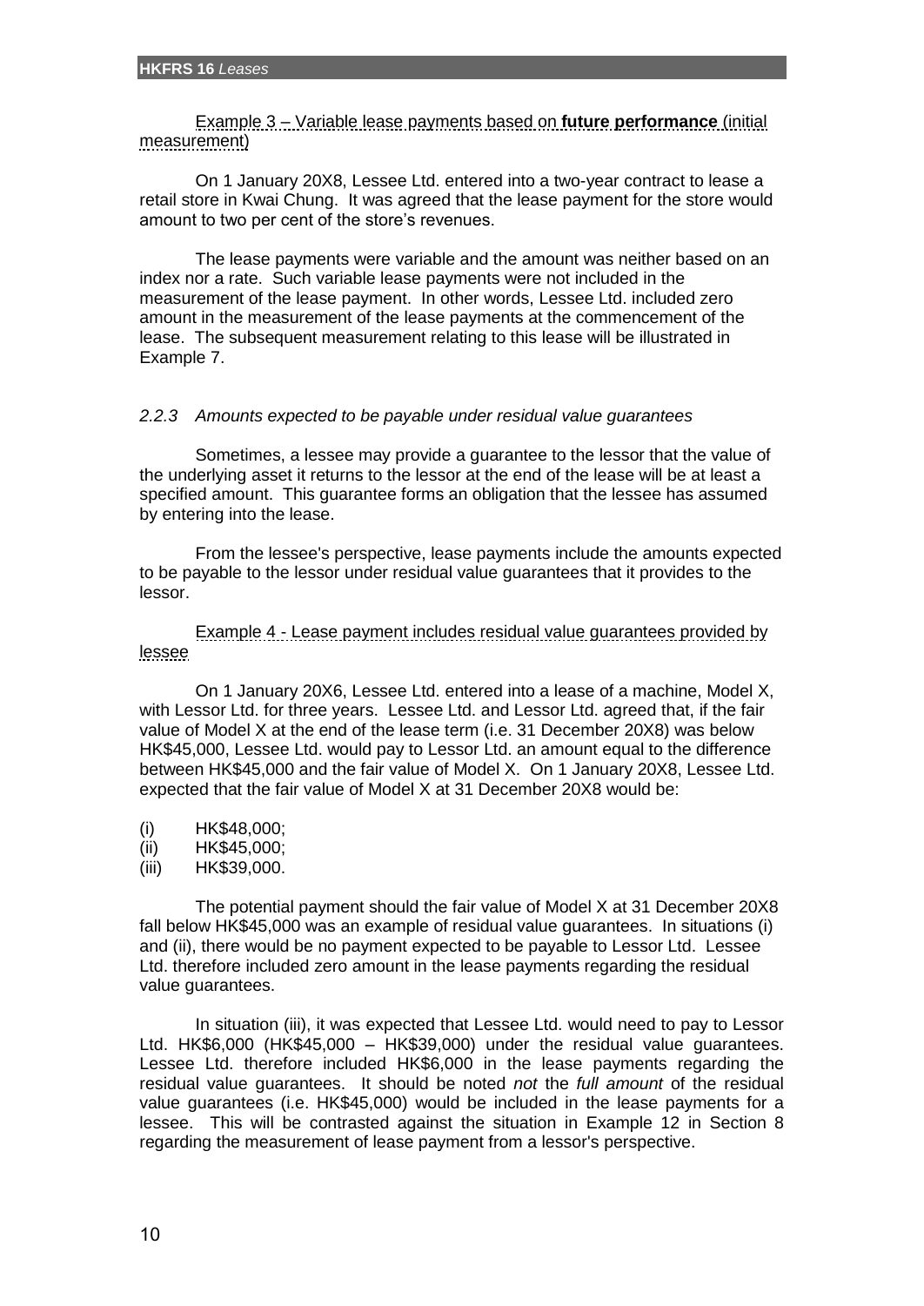Example 3 – Variable lease payments based on **future performance** (initial measurement)

On 1 January 20X8, Lessee Ltd. entered into a two-year contract to lease a retail store in Kwai Chung. It was agreed that the lease payment for the store would amount to two per cent of the store's revenues.

The lease payments were variable and the amount was neither based on an index nor a rate. Such variable lease payments were not included in the measurement of the lease payment. In other words, Lessee Ltd. included zero amount in the measurement of the lease payments at the commencement of the lease. The subsequent measurement relating to this lease will be illustrated in Example 7.

### *2.2.3 Amounts expected to be payable under residual value guarantees*

Sometimes, a lessee may provide a guarantee to the lessor that the value of the underlying asset it returns to the lessor at the end of the lease will be at least a specified amount. This guarantee forms an obligation that the lessee has assumed by entering into the lease.

From the lessee's perspective, lease payments include the amounts expected to be payable to the lessor under residual value guarantees that it provides to the lessor.

Example 4 - Lease payment includes residual value guarantees provided by lessee

On 1 January 20X6, Lessee Ltd. entered into a lease of a machine, Model X, with Lessor Ltd. for three years. Lessee Ltd. and Lessor Ltd. agreed that, if the fair value of Model X at the end of the lease term (i.e. 31 December 20X8) was below HK$45,000, Lessee Ltd. would pay to Lessor Ltd. an amount equal to the difference between HK$45,000 and the fair value of Model X. On 1 January 20X8, Lessee Ltd. expected that the fair value of Model X at 31 December 20X8 would be:

(i) HK$48,000;
(ii) HK$45,000;
(iii) HK$39,000.

The potential payment should the fair value of Model X at 31 December 20X8 fall below HK$45,000 was an example of residual value guarantees. In situations (i) and (ii), there would be no payment expected to be payable to Lessor Ltd. Lessee Ltd. therefore included zero amount in the lease payments regarding the residual value guarantees.

In situation (iii), it was expected that Lessee Ltd. would need to pay to Lessor Ltd. HK$6,000 (HK$45,000 – HK$39,000) under the residual value guarantees. Lessee Ltd. therefore included HK$6,000 in the lease payments regarding the residual value guarantees. It should be noted *not* the *full amount* of the residual value guarantees (i.e. HK$45,000) would be included in the lease payments for a lessee. This will be contrasted against the situation in Example 12 in Section 8 regarding the measurement of lease payment from a lessor's perspective.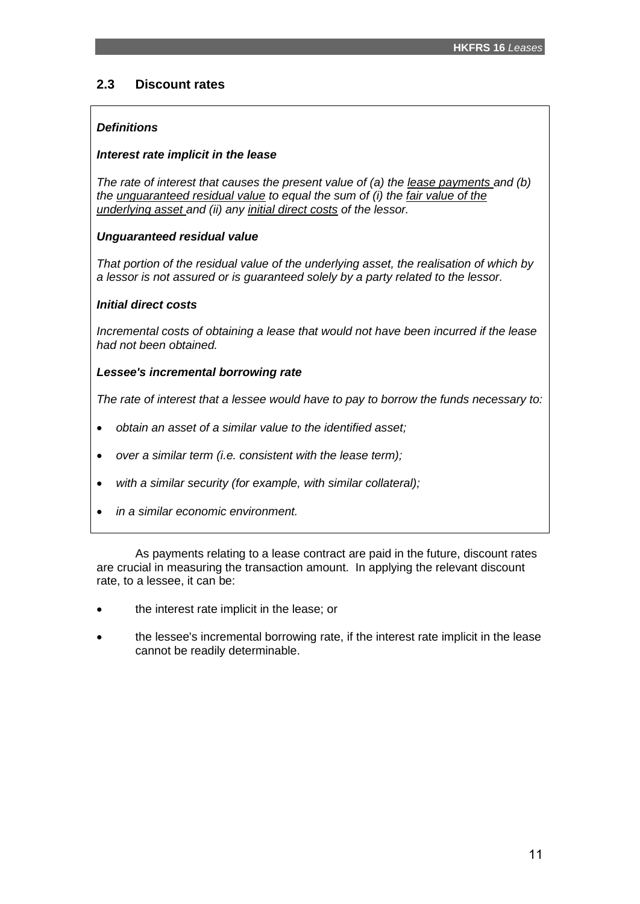## 2.3 Discount rates

***Definitions***

***Interest rate implicit in the lease***

*The rate of interest that causes the present value of (a) the lease payments and (b) the unguaranteed residual value to equal the sum of (i) the fair value of the underlying asset and (ii) any initial direct costs of the lessor.*

***Unguaranteed residual value***

*That portion of the residual value of the underlying asset, the realisation of which by a lessor is not assured or is guaranteed solely by a party related to the lessor.*

***Initial direct costs***

*Incremental costs of obtaining a lease that would not have been incurred if the lease had not been obtained.*

***Lessee's incremental borrowing rate***

*The rate of interest that a lessee would have to pay to borrow the funds necessary to:*

- *obtain an asset of a similar value to the identified asset;*
- *over a similar term (i.e. consistent with the lease term);*
- *with a similar security (for example, with similar collateral);*
- *in a similar economic environment.*

As payments relating to a lease contract are paid in the future, discount rates are crucial in measuring the transaction amount. In applying the relevant discount rate, to a lessee, it can be:

- the interest rate implicit in the lease; or
- the lessee's incremental borrowing rate, if the interest rate implicit in the lease cannot be readily determinable.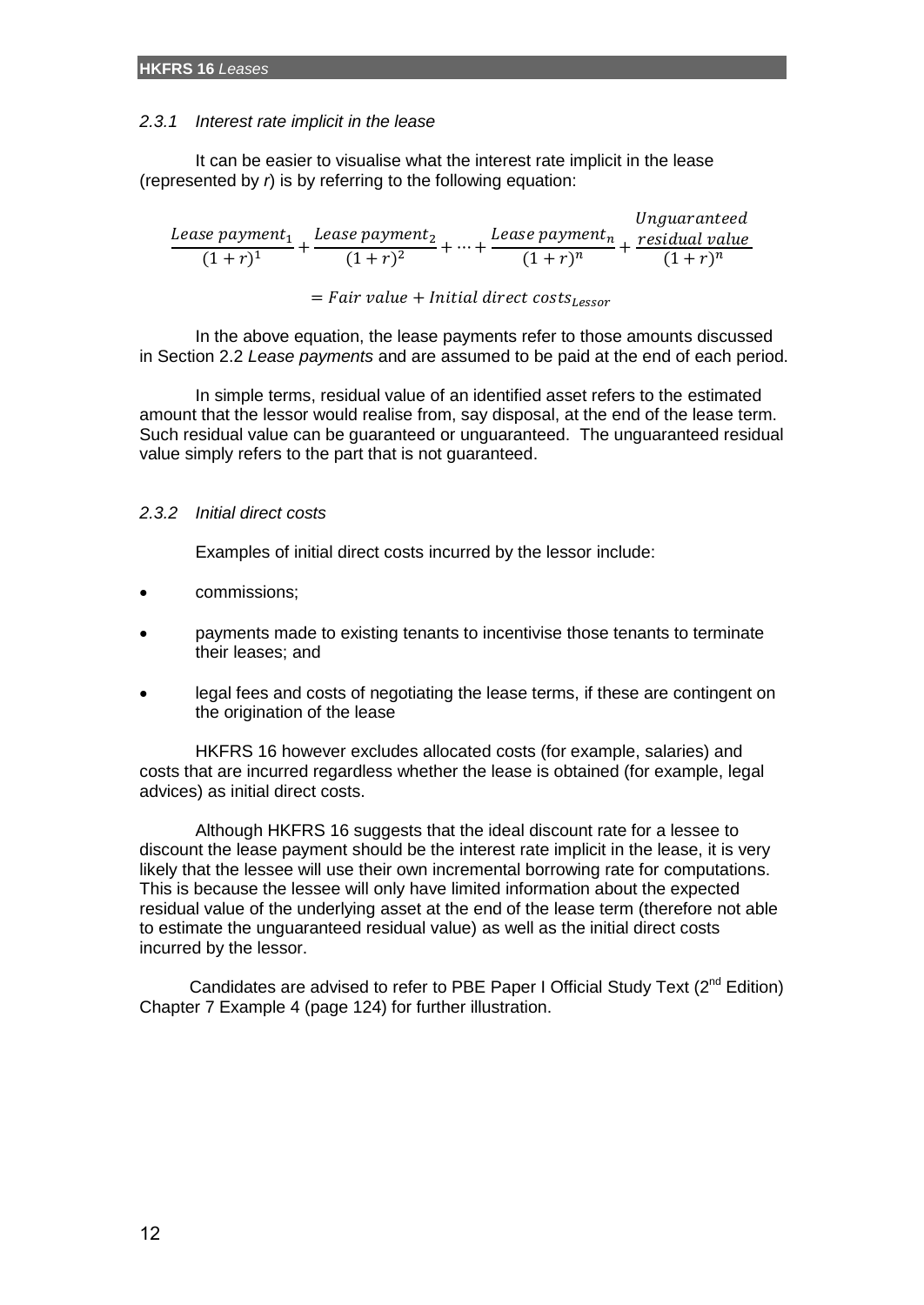### *2.3.1 Interest rate implicit in the lease*

It can be easier to visualise what the interest rate implicit in the lease (represented by *r*) is by referring to the following equation:

$$\frac{Lease\ payment_1}{(1+r)^1} + \frac{Lease\ payment_2}{(1+r)^2} + \cdots + \frac{Lease\ payment_n}{(1+r)^n} + \frac{\begin{matrix} Unguaranteed \\ residual\ value \end{matrix}}{(1+r)^n}$$

$$= Fair\ value + Initial\ direct\ costs_{Lessor}$$

In the above equation, the lease payments refer to those amounts discussed in Section 2.2 *Lease payments* and are assumed to be paid at the end of each period.

In simple terms, residual value of an identified asset refers to the estimated amount that the lessor would realise from, say disposal, at the end of the lease term. Such residual value can be guaranteed or unguaranteed. The unguaranteed residual value simply refers to the part that is not guaranteed.

### *2.3.2 Initial direct costs*

Examples of initial direct costs incurred by the lessor include:

- commissions;
- payments made to existing tenants to incentivise those tenants to terminate their leases; and
- legal fees and costs of negotiating the lease terms, if these are contingent on the origination of the lease

HKFRS 16 however excludes allocated costs (for example, salaries) and costs that are incurred regardless whether the lease is obtained (for example, legal advices) as initial direct costs.

Although HKFRS 16 suggests that the ideal discount rate for a lessee to discount the lease payment should be the interest rate implicit in the lease, it is very likely that the lessee will use their own incremental borrowing rate for computations. This is because the lessee will only have limited information about the expected residual value of the underlying asset at the end of the lease term (therefore not able to estimate the unguaranteed residual value) as well as the initial direct costs incurred by the lessor.

Candidates are advised to refer to PBE Paper I Official Study Text (2nd Edition) Chapter 7 Example 4 (page 124) for further illustration.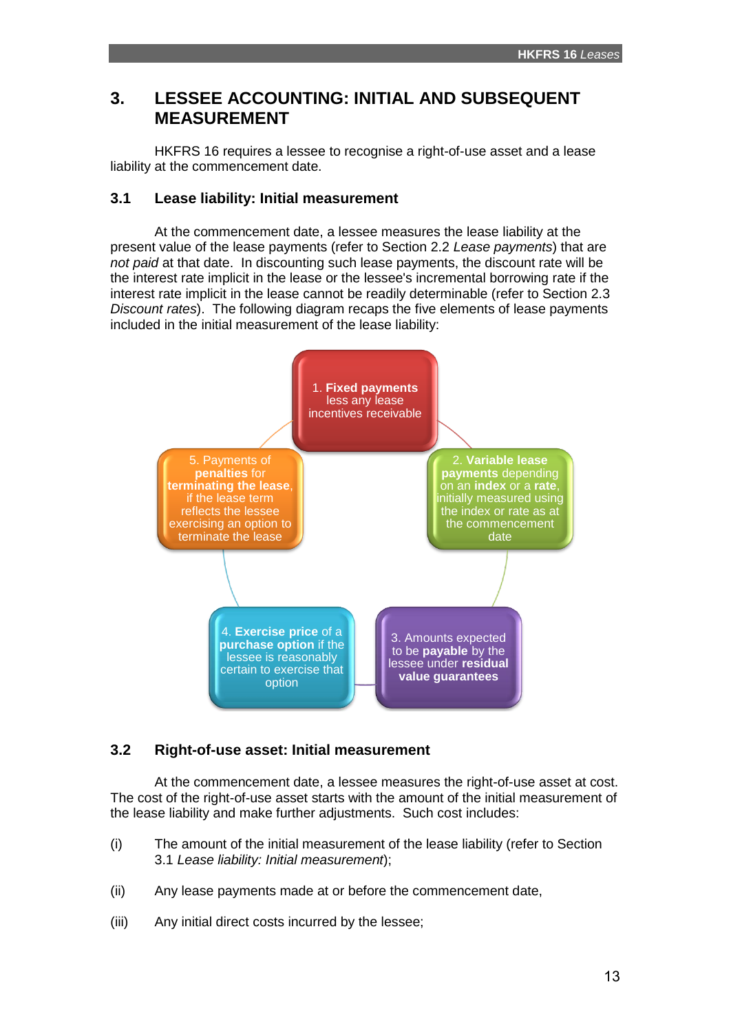# 3. LESSEE ACCOUNTING: INITIAL AND SUBSEQUENT MEASUREMENT

HKFRS 16 requires a lessee to recognise a right-of-use asset and a lease liability at the commencement date.

## 3.1 Lease liability: Initial measurement

At the commencement date, a lessee measures the lease liability at the present value of the lease payments (refer to Section 2.2 *Lease payments*) that are *not paid* at that date. In discounting such lease payments, the discount rate will be the interest rate implicit in the lease or the lessee's incremental borrowing rate if the interest rate implicit in the lease cannot be readily determinable (refer to Section 2.3 *Discount rates*). The following diagram recaps the five elements of lease payments included in the initial measurement of the lease liability:

1. **Fixed payments** less any lease incentives receivable
2. **Variable lease payments** depending on an **index** or a **rate**, initially measured using the index or rate as at the commencement date
3. Amounts expected to be **payable** by the lessee under **residual value guarantees**
4. **Exercise price** of a **purchase option** if the lessee is reasonably certain to exercise that option
5. Payments of **penalties** for **terminating the lease**, if the lease term reflects the lessee exercising an option to terminate the lease

## 3.2 Right-of-use asset: Initial measurement

At the commencement date, a lessee measures the right-of-use asset at cost. The cost of the right-of-use asset starts with the amount of the initial measurement of the lease liability and make further adjustments. Such cost includes:

(i) The amount of the initial measurement of the lease liability (refer to Section 3.1 *Lease liability: Initial measurement*);

(ii) Any lease payments made at or before the commencement date,

(iii) Any initial direct costs incurred by the lessee;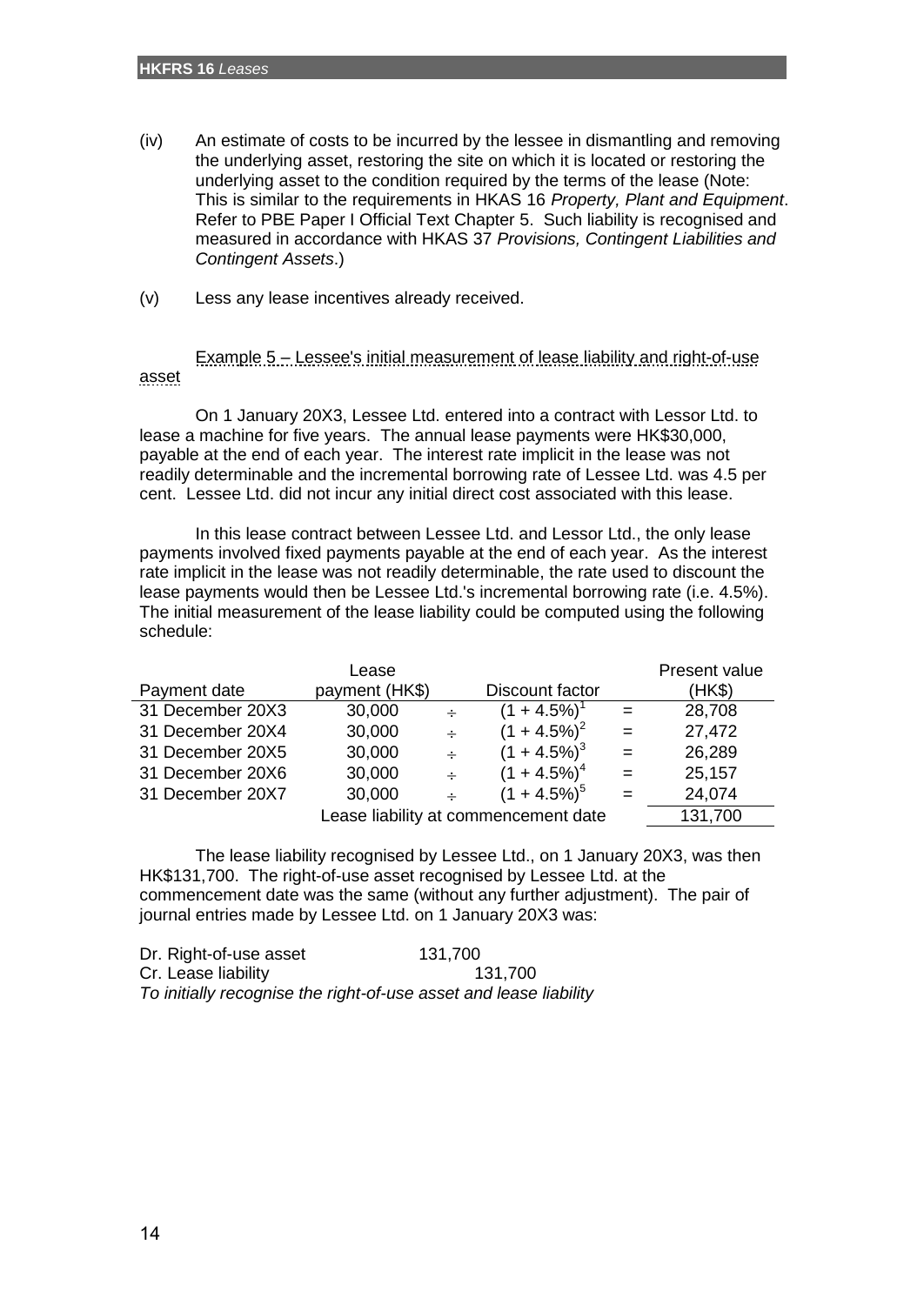(iv) An estimate of costs to be incurred by the lessee in dismantling and removing the underlying asset, restoring the site on which it is located or restoring the underlying asset to the condition required by the terms of the lease (Note: This is similar to the requirements in HKAS 16 *Property, Plant and Equipment*. Refer to PBE Paper I Official Text Chapter 5. Such liability is recognised and measured in accordance with HKAS 37 *Provisions, Contingent Liabilities and Contingent Assets*.)

(v) Less any lease incentives already received.

Example 5 – Lessee's initial measurement of lease liability and right-of-use asset

On 1 January 20X3, Lessee Ltd. entered into a contract with Lessor Ltd. to lease a machine for five years. The annual lease payments were HK$30,000, payable at the end of each year. The interest rate implicit in the lease was not readily determinable and the incremental borrowing rate of Lessee Ltd. was 4.5 per cent. Lessee Ltd. did not incur any initial direct cost associated with this lease.

In this lease contract between Lessee Ltd. and Lessor Ltd., the only lease payments involved fixed payments payable at the end of each year. As the interest rate implicit in the lease was not readily determinable, the rate used to discount the lease payments would then be Lessee Ltd.'s incremental borrowing rate (i.e. 4.5%). The initial measurement of the lease liability could be computed using the following schedule:

| Payment date | Lease payment (HK$) | | Discount factor | | Present value (HK$) |
|---|---|---|---|---|---|
| 31 December 20X3 | 30,000 | ÷ | $(1 + 4.5\%)^1$ | = | 28,708 |
| 31 December 20X4 | 30,000 | ÷ | $(1 + 4.5\%)^2$ | = | 27,472 |
| 31 December 20X5 | 30,000 | ÷ | $(1 + 4.5\%)^3$ | = | 26,289 |
| 31 December 20X6 | 30,000 | ÷ | $(1 + 4.5\%)^4$ | = | 25,157 |
| 31 December 20X7 | 30,000 | ÷ | $(1 + 4.5\%)^5$ | = | 24,074 |
| | Lease liability at commencement date | | | | 131,700 |

The lease liability recognised by Lessee Ltd., on 1 January 20X3, was then HK$131,700. The right-of-use asset recognised by Lessee Ltd. at the commencement date was the same (without any further adjustment). The pair of journal entries made by Lessee Ltd. on 1 January 20X3 was:

| | Dr. | Cr. |
|---|---|---|
| Dr. Right-of-use asset | 131,700 | |
| Cr. Lease liability | | 131,700 |

*To initially recognise the right-of-use asset and lease liability*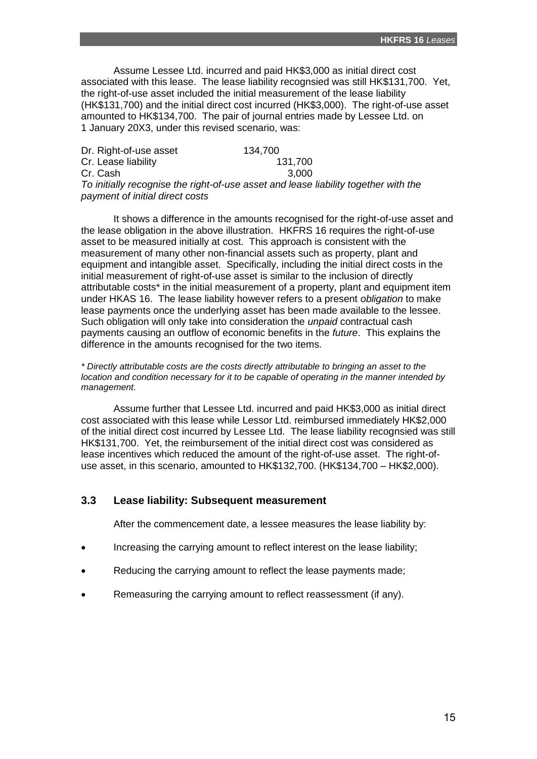Assume Lessee Ltd. incurred and paid HK$3,000 as initial direct cost associated with this lease. The lease liability recognsied was still HK$131,700. Yet, the right-of-use asset included the initial measurement of the lease liability (HK$131,700) and the initial direct cost incurred (HK$3,000). The right-of-use asset amounted to HK$134,700. The pair of journal entries made by Lessee Ltd. on 1 January 20X3, under this revised scenario, was:

| | | |
|---|---|---|
| Dr. Right-of-use asset | 134,700 | |
| Cr. Lease liability | | 131,700 |
| Cr. Cash | | 3,000 |

*To initially recognise the right-of-use asset and lease liability together with the payment of initial direct costs*

It shows a difference in the amounts recognised for the right-of-use asset and the lease obligation in the above illustration. HKFRS 16 requires the right-of-use asset to be measured initially at cost. This approach is consistent with the measurement of many other non-financial assets such as property, plant and equipment and intangible asset. Specifically, including the initial direct costs in the initial measurement of right-of-use asset is similar to the inclusion of directly attributable costs* in the initial measurement of a property, plant and equipment item under HKAS 16. The lease liability however refers to a present *obligation* to make lease payments once the underlying asset has been made available to the lessee. Such obligation will only take into consideration the *unpaid* contractual cash payments causing an outflow of economic benefits in the *future*. This explains the difference in the amounts recognised for the two items.

*\* Directly attributable costs are the costs directly attributable to bringing an asset to the location and condition necessary for it to be capable of operating in the manner intended by management.*

Assume further that Lessee Ltd. incurred and paid HK$3,000 as initial direct cost associated with this lease while Lessor Ltd. reimbursed immediately HK$2,000 of the initial direct cost incurred by Lessee Ltd. The lease liability recognsied was still HK$131,700. Yet, the reimbursement of the initial direct cost was considered as lease incentives which reduced the amount of the right-of-use asset. The right-of-use asset, in this scenario, amounted to HK$132,700. (HK$134,700 – HK$2,000).

### 3.3 Lease liability: Subsequent measurement

After the commencement date, a lessee measures the lease liability by:

- Increasing the carrying amount to reflect interest on the lease liability;
- Reducing the carrying amount to reflect the lease payments made;
- Remeasuring the carrying amount to reflect reassessment (if any).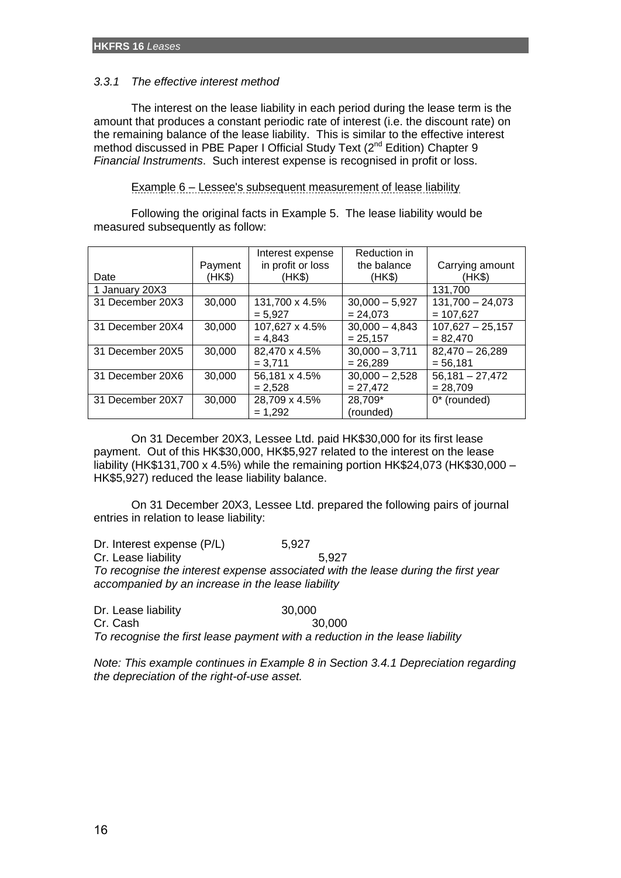### *3.3.1 The effective interest method*

The interest on the lease liability in each period during the lease term is the amount that produces a constant periodic rate of interest (i.e. the discount rate) on the remaining balance of the lease liability. This is similar to the effective interest method discussed in PBE Paper I Official Study Text (2nd Edition) Chapter 9 *Financial Instruments*. Such interest expense is recognised in profit or loss.

Example 6 – Lessee's subsequent measurement of lease liability

Following the original facts in Example 5. The lease liability would be measured subsequently as follow:

| Date | Payment (HK$) | Interest expense in profit or loss (HK$) | Reduction in the balance (HK$) | Carrying amount (HK$) |
|---|---|---|---|---|
| 1 January 20X3 | | | | 131,700 |
| 31 December 20X3 | 30,000 | 131,700 x 4.5% = 5,927 | 30,000 – 5,927 = 24,073 | 131,700 – 24,073 = 107,627 |
| 31 December 20X4 | 30,000 | 107,627 x 4.5% = 4,843 | 30,000 – 4,843 = 25,157 | 107,627 – 25,157 = 82,470 |
| 31 December 20X5 | 30,000 | 82,470 x 4.5% = 3,711 | 30,000 – 3,711 = 26,289 | 82,470 – 26,289 = 56,181 |
| 31 December 20X6 | 30,000 | 56,181 x 4.5% = 2,528 | 30,000 – 2,528 = 27,472 | 56,181 – 27,472 = 28,709 |
| 31 December 20X7 | 30,000 | 28,709 x 4.5% = 1,292 | 28,709* (rounded) | 0* (rounded) |

On 31 December 20X3, Lessee Ltd. paid HK$30,000 for its first lease payment. Out of this HK$30,000, HK$5,927 related to the interest on the lease liability (HK$131,700 x 4.5%) while the remaining portion HK$24,073 (HK$30,000 – HK$5,927) reduced the lease liability balance.

On 31 December 20X3, Lessee Ltd. prepared the following pairs of journal entries in relation to lease liability:

```
Dr. Interest expense (P/L)      5,927
Cr. Lease liability                     5,927
```

*To recognise the interest expense associated with the lease during the first year accompanied by an increase in the lease liability*

```
Dr. Lease liability             30,000
Cr. Cash                                30,000
```

*To recognise the first lease payment with a reduction in the lease liability*

*Note: This example continues in Example 8 in Section 3.4.1 Depreciation regarding the depreciation of the right-of-use asset.*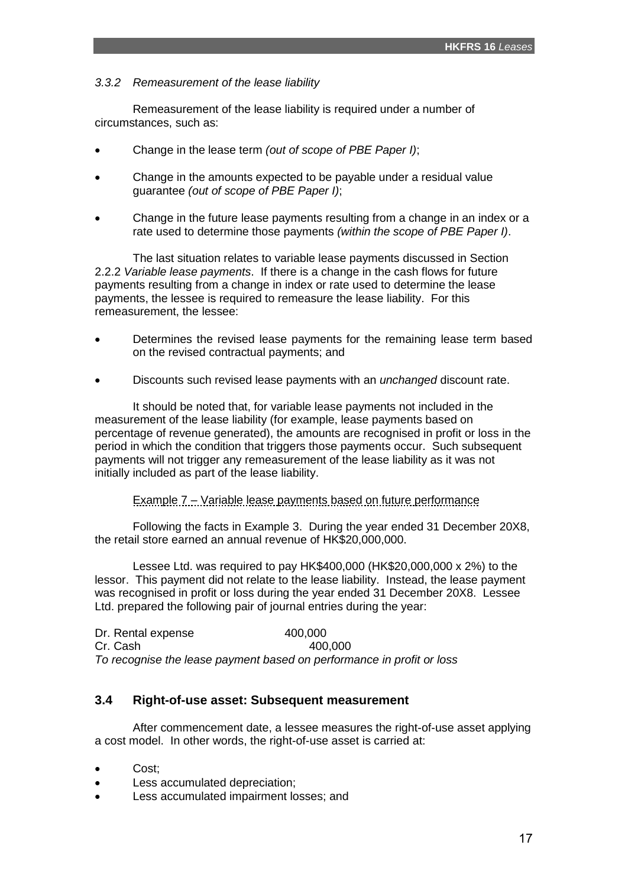### *3.3.2 Remeasurement of the lease liability*

Remeasurement of the lease liability is required under a number of circumstances, such as:

- Change in the lease term *(out of scope of PBE Paper I)*;
- Change in the amounts expected to be payable under a residual value guarantee *(out of scope of PBE Paper I)*;
- Change in the future lease payments resulting from a change in an index or a rate used to determine those payments *(within the scope of PBE Paper I)*.

The last situation relates to variable lease payments discussed in Section 2.2.2 *Variable lease payments*. If there is a change in the cash flows for future payments resulting from a change in index or rate used to determine the lease payments, the lessee is required to remeasure the lease liability. For this remeasurement, the lessee:

- Determines the revised lease payments for the remaining lease term based on the revised contractual payments; and
- Discounts such revised lease payments with an *unchanged* discount rate.

It should be noted that, for variable lease payments not included in the measurement of the lease liability (for example, lease payments based on percentage of revenue generated), the amounts are recognised in profit or loss in the period in which the condition that triggers those payments occur. Such subsequent payments will not trigger any remeasurement of the lease liability as it was not initially included as part of the lease liability.

Example 7 – Variable lease payments based on future performance

Following the facts in Example 3. During the year ended 31 December 20X8, the retail store earned an annual revenue of HK$20,000,000.

Lessee Ltd. was required to pay HK$400,000 (HK$20,000,000 x 2%) to the lessor. This payment did not relate to the lease liability. Instead, the lease payment was recognised in profit or loss during the year ended 31 December 20X8. Lessee Ltd. prepared the following pair of journal entries during the year:

| | Dr. | Cr. |
|---|---|---|
| Dr. Rental expense | 400,000 | |
| Cr. Cash | | 400,000 |

*To recognise the lease payment based on performance in profit or loss*

## 3.4 Right-of-use asset: Subsequent measurement

After commencement date, a lessee measures the right-of-use asset applying a cost model. In other words, the right-of-use asset is carried at:

- Cost;
- Less accumulated depreciation;
- Less accumulated impairment losses; and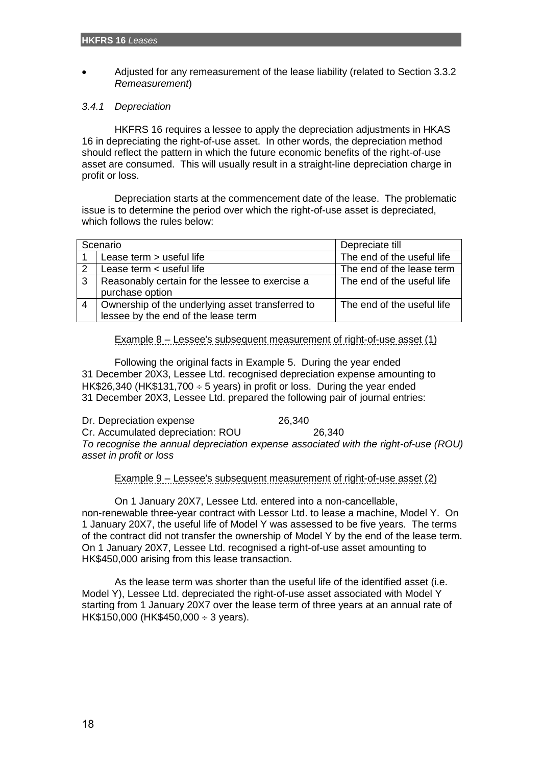- Adjusted for any remeasurement of the lease liability (related to Section 3.3.2 *Remeasurement*)

### *3.4.1 Depreciation*

HKFRS 16 requires a lessee to apply the depreciation adjustments in HKAS 16 in depreciating the right-of-use asset. In other words, the depreciation method should reflect the pattern in which the future economic benefits of the right-of-use asset are consumed. This will usually result in a straight-line depreciation charge in profit or loss.

Depreciation starts at the commencement date of the lease. The problematic issue is to determine the period over which the right-of-use asset is depreciated, which follows the rules below:

| Scenario | | Depreciate till |
|---|---|---|
| 1 | Lease term > useful life | The end of the useful life |
| 2 | Lease term < useful life | The end of the lease term |
| 3 | Reasonably certain for the lessee to exercise a purchase option | The end of the useful life |
| 4 | Ownership of the underlying asset transferred to lessee by the end of the lease term | The end of the useful life |

Example 8 – Lessee's subsequent measurement of right-of-use asset (1)

Following the original facts in Example 5. During the year ended 31 December 20X3, Lessee Ltd. recognised depreciation expense amounting to HK$26,340 (HK$131,700 ÷ 5 years) in profit or loss. During the year ended 31 December 20X3, Lessee Ltd. prepared the following pair of journal entries:

| | Dr. | Cr. |
|---|---|---|
| Dr. Depreciation expense | 26,340 | |
| Cr. Accumulated depreciation: ROU | | 26,340 |

*To recognise the annual depreciation expense associated with the right-of-use (ROU) asset in profit or loss*

Example 9 – Lessee's subsequent measurement of right-of-use asset (2)

On 1 January 20X7, Lessee Ltd. entered into a non-cancellable, non-renewable three-year contract with Lessor Ltd. to lease a machine, Model Y. On 1 January 20X7, the useful life of Model Y was assessed to be five years. The terms of the contract did not transfer the ownership of Model Y by the end of the lease term. On 1 January 20X7, Lessee Ltd. recognised a right-of-use asset amounting to HK$450,000 arising from this lease transaction.

As the lease term was shorter than the useful life of the identified asset (i.e. Model Y), Lessee Ltd. depreciated the right-of-use asset associated with Model Y starting from 1 January 20X7 over the lease term of three years at an annual rate of HK$150,000 (HK$450,000 ÷ 3 years).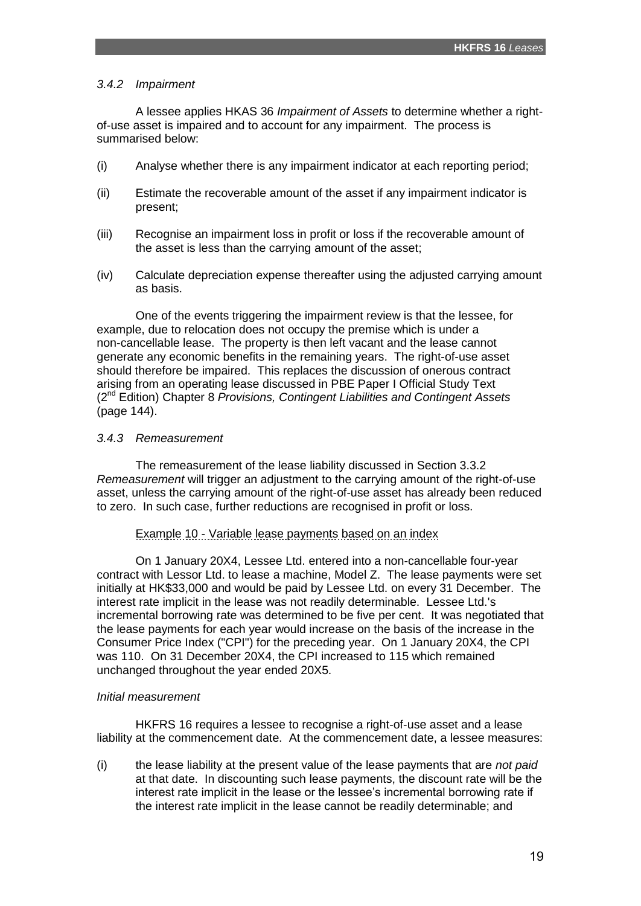*3.4.2 Impairment*

A lessee applies HKAS 36 *Impairment of Assets* to determine whether a right-of-use asset is impaired and to account for any impairment. The process is summarised below:

(i) Analyse whether there is any impairment indicator at each reporting period;

(ii) Estimate the recoverable amount of the asset if any impairment indicator is present;

(iii) Recognise an impairment loss in profit or loss if the recoverable amount of the asset is less than the carrying amount of the asset;

(iv) Calculate depreciation expense thereafter using the adjusted carrying amount as basis.

One of the events triggering the impairment review is that the lessee, for example, due to relocation does not occupy the premise which is under a non-cancellable lease. The property is then left vacant and the lease cannot generate any economic benefits in the remaining years. The right-of-use asset should therefore be impaired. This replaces the discussion of onerous contract arising from an operating lease discussed in PBE Paper I Official Study Text (2nd Edition) Chapter 8 *Provisions, Contingent Liabilities and Contingent Assets* (page 144).

*3.4.3 Remeasurement*

The remeasurement of the lease liability discussed in Section 3.3.2 *Remeasurement* will trigger an adjustment to the carrying amount of the right-of-use asset, unless the carrying amount of the right-of-use asset has already been reduced to zero. In such case, further reductions are recognised in profit or loss.

Example 10 - Variable lease payments based on an index

On 1 January 20X4, Lessee Ltd. entered into a non-cancellable four-year contract with Lessor Ltd. to lease a machine, Model Z. The lease payments were set initially at HK$33,000 and would be paid by Lessee Ltd. on every 31 December. The interest rate implicit in the lease was not readily determinable. Lessee Ltd.'s incremental borrowing rate was determined to be five per cent. It was negotiated that the lease payments for each year would increase on the basis of the increase in the Consumer Price Index ("CPI") for the preceding year. On 1 January 20X4, the CPI was 110. On 31 December 20X4, the CPI increased to 115 which remained unchanged throughout the year ended 20X5.

*Initial measurement*

HKFRS 16 requires a lessee to recognise a right-of-use asset and a lease liability at the commencement date. At the commencement date, a lessee measures:

(i) the lease liability at the present value of the lease payments that are *not paid* at that date. In discounting such lease payments, the discount rate will be the interest rate implicit in the lease or the lessee's incremental borrowing rate if the interest rate implicit in the lease cannot be readily determinable; and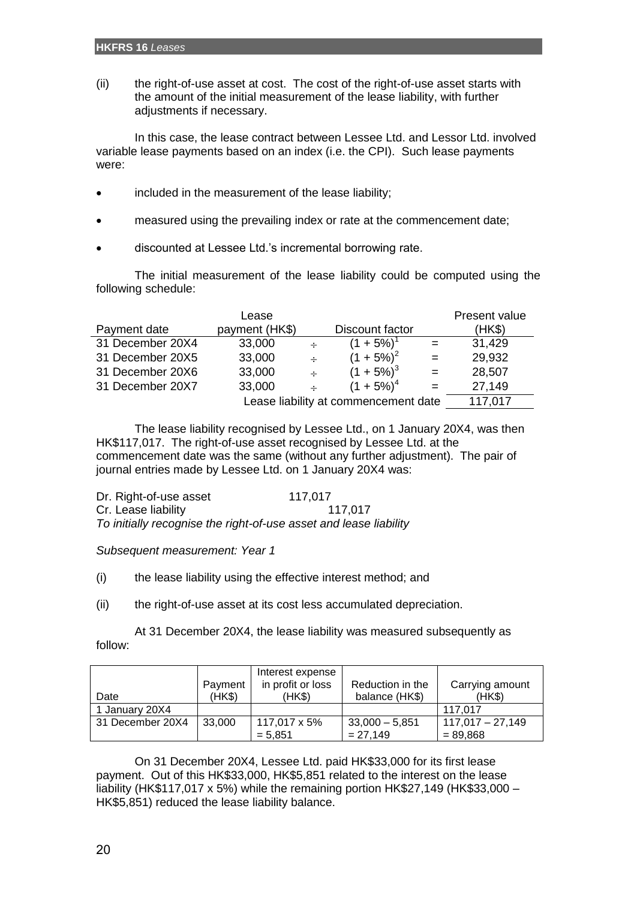(ii) the right-of-use asset at cost. The cost of the right-of-use asset starts with the amount of the initial measurement of the lease liability, with further adjustments if necessary.

In this case, the lease contract between Lessee Ltd. and Lessor Ltd. involved variable lease payments based on an index (i.e. the CPI). Such lease payments were:

- included in the measurement of the lease liability;
- measured using the prevailing index or rate at the commencement date;
- discounted at Lessee Ltd.'s incremental borrowing rate.

The initial measurement of the lease liability could be computed using the following schedule:

| Payment date | Lease payment (HK$) | | Discount factor | | Present value (HK$) |
|---|---|---|---|---|---|
| 31 December 20X4 | 33,000 | ÷ | $(1 + 5\%)^1$ | = | 31,429 |
| 31 December 20X5 | 33,000 | ÷ | $(1 + 5\%)^2$ | = | 29,932 |
| 31 December 20X6 | 33,000 | ÷ | $(1 + 5\%)^3$ | = | 28,507 |
| 31 December 20X7 | 33,000 | ÷ | $(1 + 5\%)^4$ | = | 27,149 |
| | Lease liability at commencement date | | | | 117,017 |

The lease liability recognised by Lessee Ltd., on 1 January 20X4, was then HK$117,017. The right-of-use asset recognised by Lessee Ltd. at the commencement date was the same (without any further adjustment). The pair of journal entries made by Lessee Ltd. on 1 January 20X4 was:

| | | |
|---|---|---|
| Dr. Right-of-use asset | 117,017 | |
| Cr. Lease liability | | 117,017 |

*To initially recognise the right-of-use asset and lease liability*

*Subsequent measurement: Year 1*

(i) the lease liability using the effective interest method; and

(ii) the right-of-use asset at its cost less accumulated depreciation.

At 31 December 20X4, the lease liability was measured subsequently as follow:

| Date | Payment (HK$) | Interest expense in profit or loss (HK$) | Reduction in the balance (HK$) | Carrying amount (HK$) |
|---|---|---|---|---|
| 1 January 20X4 | | | | 117,017 |
| 31 December 20X4 | 33,000 | 117,017 x 5% = 5,851 | 33,000 – 5,851 = 27,149 | 117,017 – 27,149 = 89,868 |

On 31 December 20X4, Lessee Ltd. paid HK$33,000 for its first lease payment. Out of this HK$33,000, HK$5,851 related to the interest on the lease liability (HK$117,017 x 5%) while the remaining portion HK$27,149 (HK$33,000 – HK$5,851) reduced the lease liability balance.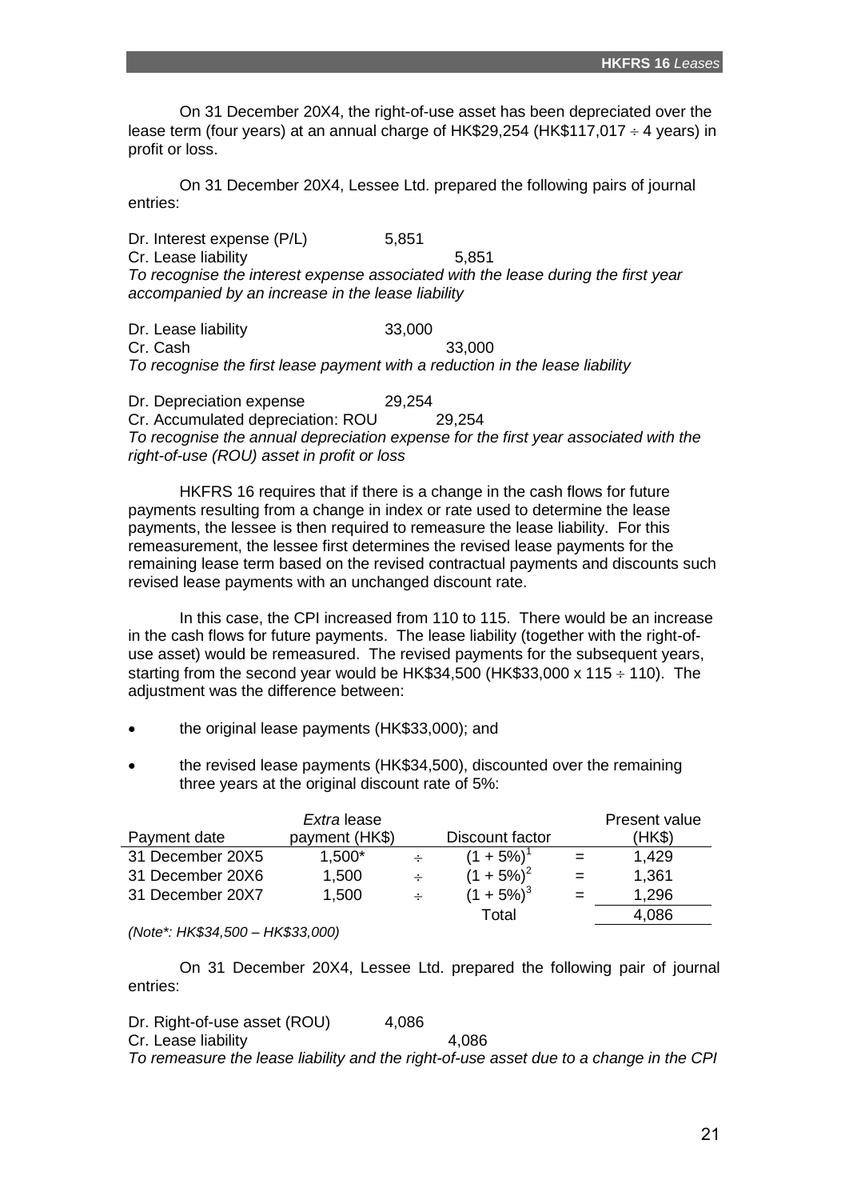On 31 December 20X4, the right-of-use asset has been depreciated over the lease term (four years) at an annual charge of HK$29,254 (HK$117,017 ÷ 4 years) in profit or loss.

On 31 December 20X4, Lessee Ltd. prepared the following pairs of journal entries:

| | | |
|---|---|---|
| Dr. Interest expense (P/L) | 5,851 | |
| Cr. Lease liability | | 5,851 |

*To recognise the interest expense associated with the lease during the first year accompanied by an increase in the lease liability*

| | | |
|---|---|---|
| Dr. Lease liability | 33,000 | |
| Cr. Cash | | 33,000 |

*To recognise the first lease payment with a reduction in the lease liability*

| | | |
|---|---|---|
| Dr. Depreciation expense | 29,254 | |
| Cr. Accumulated depreciation: ROU | | 29,254 |

*To recognise the annual depreciation expense for the first year associated with the right-of-use (ROU) asset in profit or loss*

HKFRS 16 requires that if there is a change in the cash flows for future payments resulting from a change in index or rate used to determine the lease payments, the lessee is then required to remeasure the lease liability. For this remeasurement, the lessee first determines the revised lease payments for the remaining lease term based on the revised contractual payments and discounts such revised lease payments with an unchanged discount rate.

In this case, the CPI increased from 110 to 115. There would be an increase in the cash flows for future payments. The lease liability (together with the right-of-use asset) would be remeasured. The revised payments for the subsequent years, starting from the second year would be HK$34,500 (HK$33,000 x 115 ÷ 110). The adjustment was the difference between:

- the original lease payments (HK$33,000); and
- the revised lease payments (HK$34,500), discounted over the remaining three years at the original discount rate of 5%:

| Payment date | *Extra* lease payment (HK$) | | Discount factor | | Present value (HK$) |
|---|---|---|---|---|---|
| 31 December 20X5 | 1,500* | ÷ | $(1 + 5\%)^1$ | = | 1,429 |
| 31 December 20X6 | 1,500 | ÷ | $(1 + 5\%)^2$ | = | 1,361 |
| 31 December 20X7 | 1,500 | ÷ | $(1 + 5\%)^3$ | = | 1,296 |
| | | | Total | | 4,086 |

*(Note*: HK$34,500 – HK$33,000)*

On 31 December 20X4, Lessee Ltd. prepared the following pair of journal entries:

| | | |
|---|---|---|
| Dr. Right-of-use asset (ROU) | 4,086 | |
| Cr. Lease liability | | 4,086 |

*To remeasure the lease liability and the right-of-use asset due to a change in the CPI*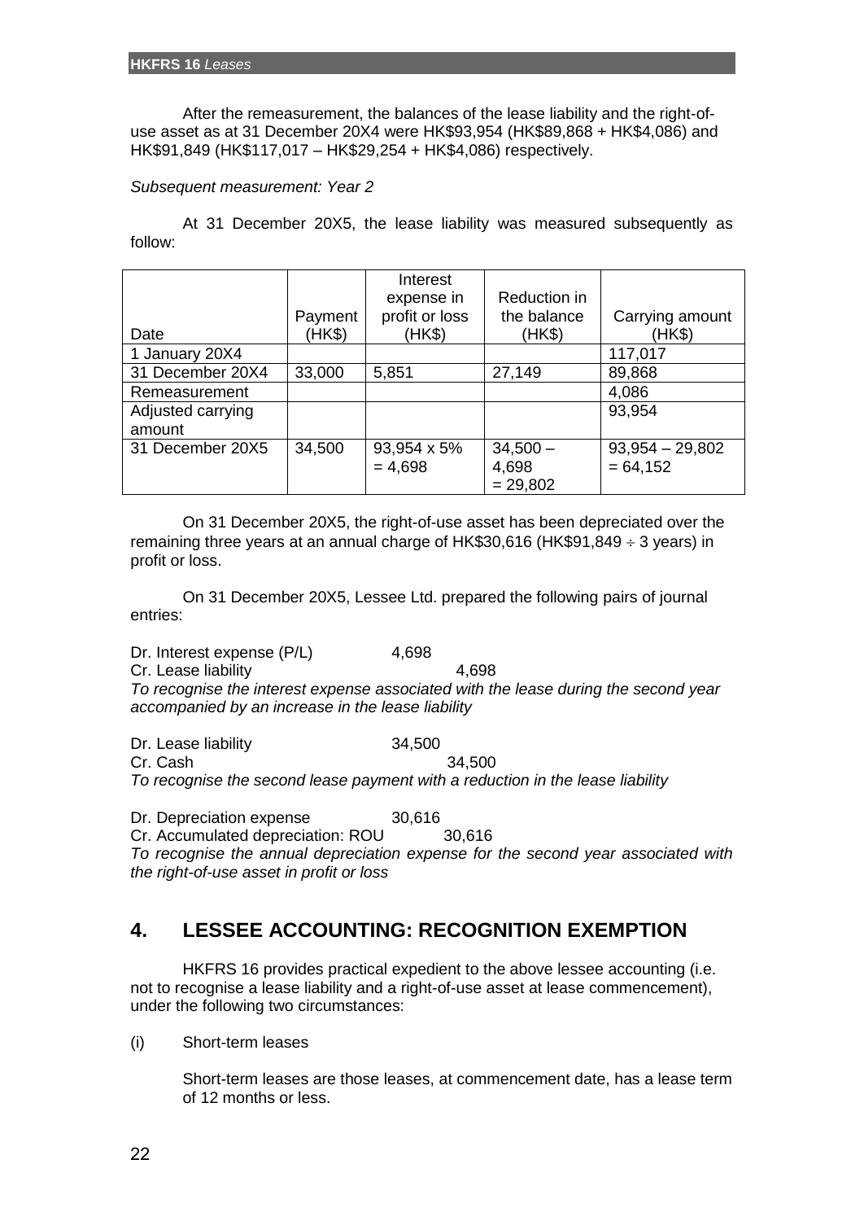After the remeasurement, the balances of the lease liability and the right-of-use asset as at 31 December 20X4 were HK$93,954 (HK$89,868 + HK$4,086) and HK$91,849 (HK$117,017 – HK$29,254 + HK$4,086) respectively.

*Subsequent measurement: Year 2*

At 31 December 20X5, the lease liability was measured subsequently as follow:

| Date | Payment (HK$) | Interest expense in profit or loss (HK$) | Reduction in the balance (HK$) | Carrying amount (HK$) |
|---|---|---|---|---|
| 1 January 20X4 | | | | 117,017 |
| 31 December 20X4 | 33,000 | 5,851 | 27,149 | 89,868 |
| Remeasurement | | | | 4,086 |
| Adjusted carrying amount | | | | 93,954 |
| 31 December 20X5 | 34,500 | 93,954 x 5% = 4,698 | 34,500 – 4,698 = 29,802 | 93,954 – 29,802 = 64,152 |

On 31 December 20X5, the right-of-use asset has been depreciated over the remaining three years at an annual charge of HK$30,616 (HK$91,849 ÷ 3 years) in profit or loss.

On 31 December 20X5, Lessee Ltd. prepared the following pairs of journal entries:

| | Dr. | Cr. |
|---|---|---|
| Dr. Interest expense (P/L) | 4,698 | |
| Cr. Lease liability | | 4,698 |

*To recognise the interest expense associated with the lease during the second year accompanied by an increase in the lease liability*

| | Dr. | Cr. |
|---|---|---|
| Dr. Lease liability | 34,500 | |
| Cr. Cash | | 34,500 |

*To recognise the second lease payment with a reduction in the lease liability*

| | Dr. | Cr. |
|---|---|---|
| Dr. Depreciation expense | 30,616 | |
| Cr. Accumulated depreciation: ROU | | 30,616 |

*To recognise the annual depreciation expense for the second year associated with the right-of-use asset in profit or loss*

## 4. LESSEE ACCOUNTING: RECOGNITION EXEMPTION

HKFRS 16 provides practical expedient to the above lessee accounting (i.e. not to recognise a lease liability and a right-of-use asset at lease commencement), under the following two circumstances:

(i) Short-term leases

Short-term leases are those leases, at commencement date, has a lease term of 12 months or less.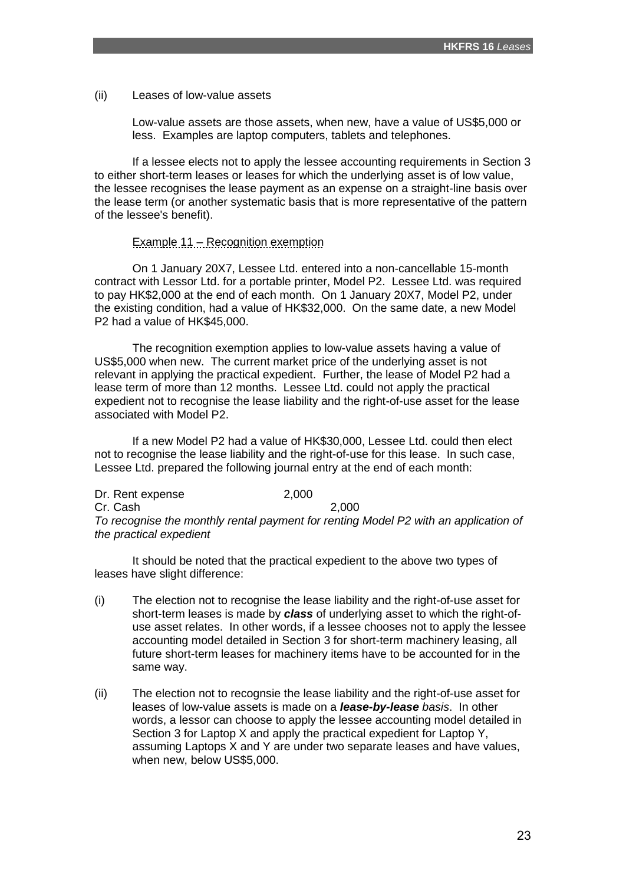(ii) Leases of low-value assets

Low-value assets are those assets, when new, have a value of US$5,000 or less. Examples are laptop computers, tablets and telephones.

If a lessee elects not to apply the lessee accounting requirements in Section 3 to either short-term leases or leases for which the underlying asset is of low value, the lessee recognises the lease payment as an expense on a straight-line basis over the lease term (or another systematic basis that is more representative of the pattern of the lessee's benefit).

Example 11 – Recognition exemption

On 1 January 20X7, Lessee Ltd. entered into a non-cancellable 15-month contract with Lessor Ltd. for a portable printer, Model P2. Lessee Ltd. was required to pay HK$2,000 at the end of each month. On 1 January 20X7, Model P2, under the existing condition, had a value of HK$32,000. On the same date, a new Model P2 had a value of HK$45,000.

The recognition exemption applies to low-value assets having a value of US$5,000 when new. The current market price of the underlying asset is not relevant in applying the practical expedient. Further, the lease of Model P2 had a lease term of more than 12 months. Lessee Ltd. could not apply the practical expedient not to recognise the lease liability and the right-of-use asset for the lease associated with Model P2.

If a new Model P2 had a value of HK$30,000, Lessee Ltd. could then elect not to recognise the lease liability and the right-of-use for this lease. In such case, Lessee Ltd. prepared the following journal entry at the end of each month:

| | | |
|---|---|---|
| Dr. Rent expense | 2,000 | |
| Cr. Cash | | 2,000 |

*To recognise the monthly rental payment for renting Model P2 with an application of the practical expedient*

It should be noted that the practical expedient to the above two types of leases have slight difference:

(i) The election not to recognise the lease liability and the right-of-use asset for short-term leases is made by ***class*** of underlying asset to which the right-of-use asset relates. In other words, if a lessee chooses not to apply the lessee accounting model detailed in Section 3 for short-term machinery leasing, all future short-term leases for machinery items have to be accounted for in the same way.

(ii) The election not to recognsie the lease liability and the right-of-use asset for leases of low-value assets is made on a ***lease-by-lease*** *basis*. In other words, a lessor can choose to apply the lessee accounting model detailed in Section 3 for Laptop X and apply the practical expedient for Laptop Y, assuming Laptops X and Y are under two separate leases and have values, when new, below US$5,000.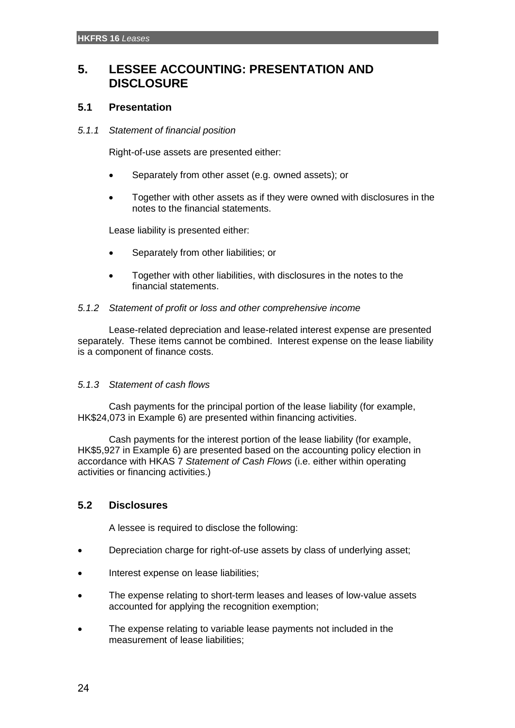# 5. LESSEE ACCOUNTING: PRESENTATION AND DISCLOSURE

## 5.1 Presentation

### *5.1.1 Statement of financial position*

Right-of-use assets are presented either:

- Separately from other asset (e.g. owned assets); or
- Together with other assets as if they were owned with disclosures in the notes to the financial statements.

Lease liability is presented either:

- Separately from other liabilities; or
- Together with other liabilities, with disclosures in the notes to the financial statements.

### *5.1.2 Statement of profit or loss and other comprehensive income*

Lease-related depreciation and lease-related interest expense are presented separately. These items cannot be combined. Interest expense on the lease liability is a component of finance costs.

### *5.1.3 Statement of cash flows*

Cash payments for the principal portion of the lease liability (for example, HK$24,073 in Example 6) are presented within financing activities.

Cash payments for the interest portion of the lease liability (for example, HK$5,927 in Example 6) are presented based on the accounting policy election in accordance with HKAS 7 *Statement of Cash Flows* (i.e. either within operating activities or financing activities.)

## 5.2 Disclosures

A lessee is required to disclose the following:

- Depreciation charge for right-of-use assets by class of underlying asset;
- Interest expense on lease liabilities;
- The expense relating to short-term leases and leases of low-value assets accounted for applying the recognition exemption;
- The expense relating to variable lease payments not included in the measurement of lease liabilities;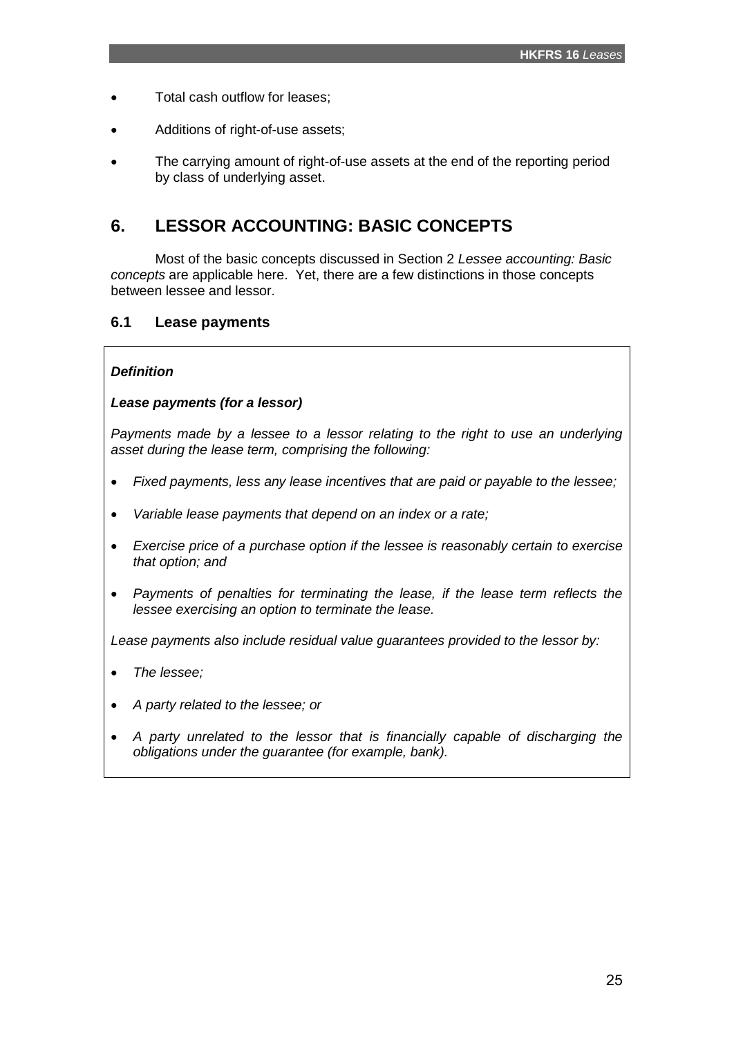- Total cash outflow for leases;
- Additions of right-of-use assets;
- The carrying amount of right-of-use assets at the end of the reporting period by class of underlying asset.

## 6. LESSOR ACCOUNTING: BASIC CONCEPTS

Most of the basic concepts discussed in Section 2 *Lessee accounting: Basic concepts* are applicable here. Yet, there are a few distinctions in those concepts between lessee and lessor.

### 6.1 Lease payments

***Definition***

***Lease payments (for a lessor)***

*Payments made by a lessee to a lessor relating to the right to use an underlying asset during the lease term, comprising the following:*

- *Fixed payments, less any lease incentives that are paid or payable to the lessee;*
- *Variable lease payments that depend on an index or a rate;*
- *Exercise price of a purchase option if the lessee is reasonably certain to exercise that option; and*
- *Payments of penalties for terminating the lease, if the lease term reflects the lessee exercising an option to terminate the lease.*

*Lease payments also include residual value guarantees provided to the lessor by:*

- *The lessee;*
- *A party related to the lessee; or*
- *A party unrelated to the lessor that is financially capable of discharging the obligations under the guarantee (for example, bank).*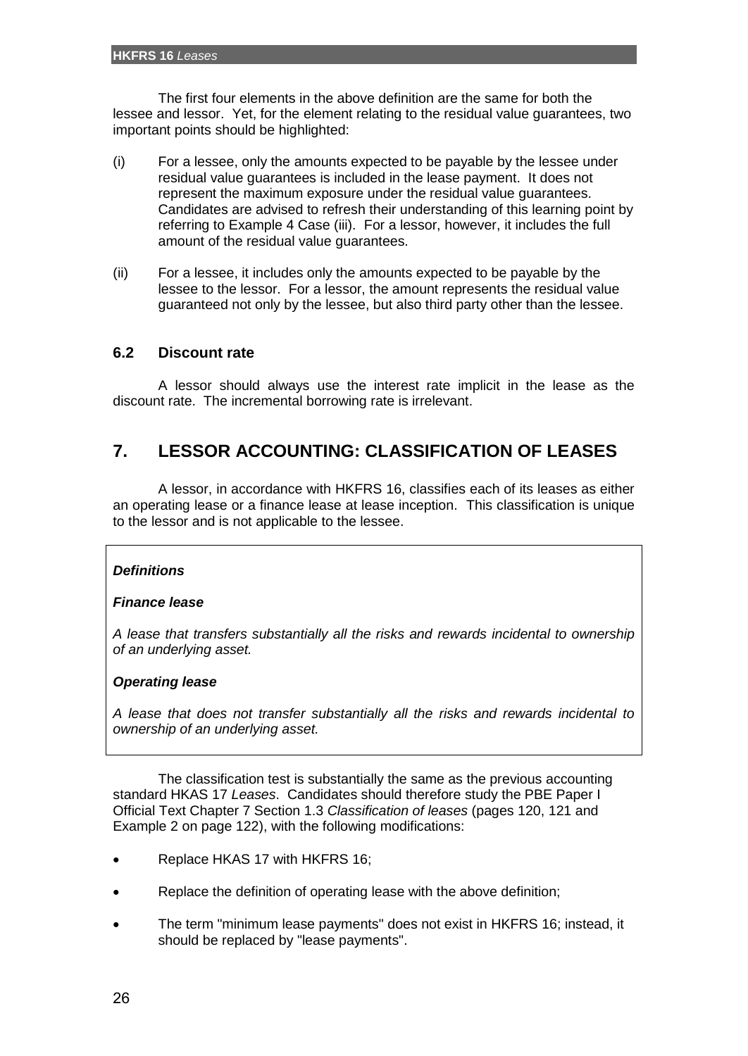The first four elements in the above definition are the same for both the lessee and lessor. Yet, for the element relating to the residual value guarantees, two important points should be highlighted:

(i) For a lessee, only the amounts expected to be payable by the lessee under residual value guarantees is included in the lease payment. It does not represent the maximum exposure under the residual value guarantees. Candidates are advised to refresh their understanding of this learning point by referring to Example 4 Case (iii). For a lessor, however, it includes the full amount of the residual value guarantees.

(ii) For a lessee, it includes only the amounts expected to be payable by the lessee to the lessor. For a lessor, the amount represents the residual value guaranteed not only by the lessee, but also third party other than the lessee.

### 6.2 Discount rate

A lessor should always use the interest rate implicit in the lease as the discount rate. The incremental borrowing rate is irrelevant.

## 7. LESSOR ACCOUNTING: CLASSIFICATION OF LEASES

A lessor, in accordance with HKFRS 16, classifies each of its leases as either an operating lease or a finance lease at lease inception. This classification is unique to the lessor and is not applicable to the lessee.

> ***Definitions***
>
> ***Finance lease***
>
> *A lease that transfers substantially all the risks and rewards incidental to ownership of an underlying asset.*
>
> ***Operating lease***
>
> *A lease that does not transfer substantially all the risks and rewards incidental to ownership of an underlying asset.*

The classification test is substantially the same as the previous accounting standard HKAS 17 *Leases*. Candidates should therefore study the PBE Paper I Official Text Chapter 7 Section 1.3 *Classification of leases* (pages 120, 121 and Example 2 on page 122), with the following modifications:

- Replace HKAS 17 with HKFRS 16;
- Replace the definition of operating lease with the above definition;
- The term "minimum lease payments" does not exist in HKFRS 16; instead, it should be replaced by "lease payments".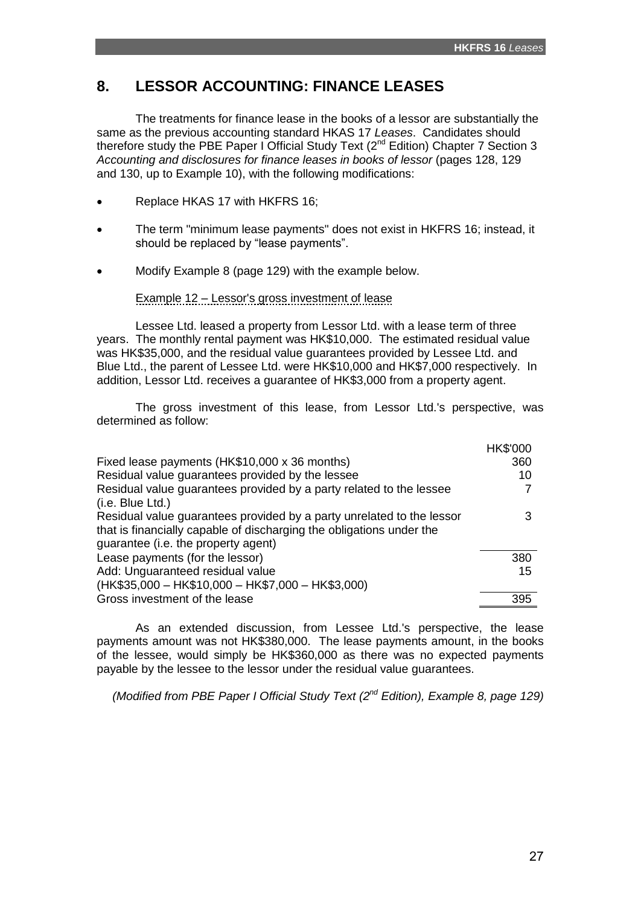## 8. LESSOR ACCOUNTING: FINANCE LEASES

The treatments for finance lease in the books of a lessor are substantially the same as the previous accounting standard HKAS 17 *Leases*. Candidates should therefore study the PBE Paper I Official Study Text (2nd Edition) Chapter 7 Section 3 *Accounting and disclosures for finance leases in books of lessor* (pages 128, 129 and 130, up to Example 10), with the following modifications:

- Replace HKAS 17 with HKFRS 16;
- The term "minimum lease payments" does not exist in HKFRS 16; instead, it should be replaced by "lease payments".
- Modify Example 8 (page 129) with the example below.

Example 12 – Lessor's gross investment of lease

Lessee Ltd. leased a property from Lessor Ltd. with a lease term of three years. The monthly rental payment was HK$10,000. The estimated residual value was HK$35,000, and the residual value guarantees provided by Lessee Ltd. and Blue Ltd., the parent of Lessee Ltd. were HK$10,000 and HK$7,000 respectively. In addition, Lessor Ltd. receives a guarantee of HK$3,000 from a property agent.

The gross investment of this lease, from Lessor Ltd.'s perspective, was determined as follow:

| | HK$'000 |
|---|---|
| Fixed lease payments (HK$10,000 x 36 months) | 360 |
| Residual value guarantees provided by the lessee | 10 |
| Residual value guarantees provided by a party related to the lessee (i.e. Blue Ltd.) | 7 |
| Residual value guarantees provided by a party unrelated to the lessor that is financially capable of discharging the obligations under the guarantee (i.e. the property agent) | 3 |
| Lease payments (for the lessor) | 380 |
| Add: Unguaranteed residual value (HK$35,000 – HK$10,000 – HK$7,000 – HK$3,000) | 15 |
| Gross investment of the lease | 395 |

As an extended discussion, from Lessee Ltd.'s perspective, the lease payments amount was not HK$380,000. The lease payments amount, in the books of the lessee, would simply be HK$360,000 as there was no expected payments payable by the lessee to the lessor under the residual value guarantees.

*(Modified from PBE Paper I Official Study Text (2nd Edition), Example 8, page 129)*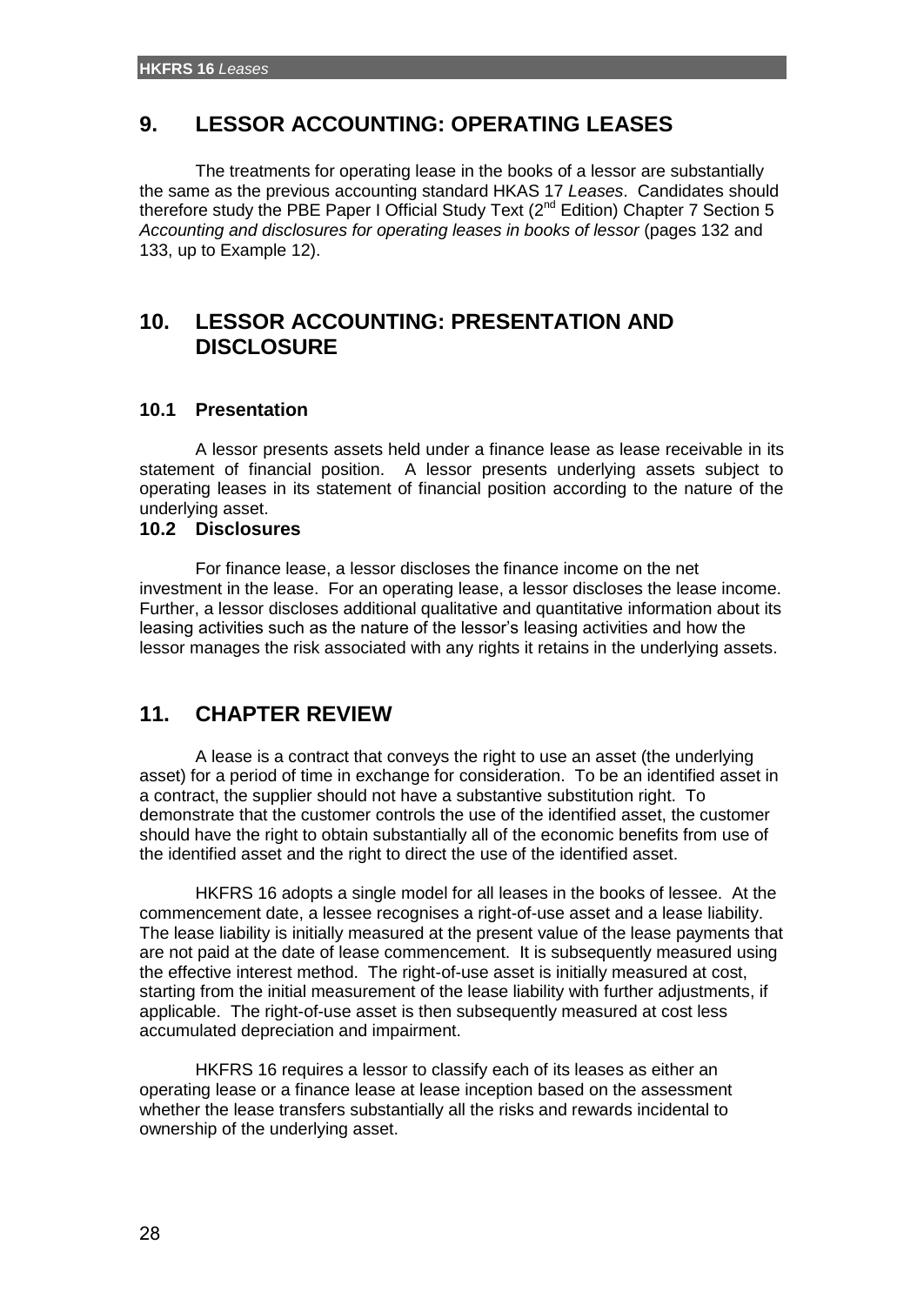## 9. LESSOR ACCOUNTING: OPERATING LEASES

The treatments for operating lease in the books of a lessor are substantially the same as the previous accounting standard HKAS 17 *Leases*. Candidates should therefore study the PBE Paper I Official Study Text (2nd Edition) Chapter 7 Section 5 *Accounting and disclosures for operating leases in books of lessor* (pages 132 and 133, up to Example 12).

## 10. LESSOR ACCOUNTING: PRESENTATION AND DISCLOSURE

### 10.1 Presentation

A lessor presents assets held under a finance lease as lease receivable in its statement of financial position. A lessor presents underlying assets subject to operating leases in its statement of financial position according to the nature of the underlying asset.

### 10.2 Disclosures

For finance lease, a lessor discloses the finance income on the net investment in the lease. For an operating lease, a lessor discloses the lease income. Further, a lessor discloses additional qualitative and quantitative information about its leasing activities such as the nature of the lessor's leasing activities and how the lessor manages the risk associated with any rights it retains in the underlying assets.

## 11. CHAPTER REVIEW

A lease is a contract that conveys the right to use an asset (the underlying asset) for a period of time in exchange for consideration. To be an identified asset in a contract, the supplier should not have a substantive substitution right. To demonstrate that the customer controls the use of the identified asset, the customer should have the right to obtain substantially all of the economic benefits from use of the identified asset and the right to direct the use of the identified asset.

HKFRS 16 adopts a single model for all leases in the books of lessee. At the commencement date, a lessee recognises a right-of-use asset and a lease liability. The lease liability is initially measured at the present value of the lease payments that are not paid at the date of lease commencement. It is subsequently measured using the effective interest method. The right-of-use asset is initially measured at cost, starting from the initial measurement of the lease liability with further adjustments, if applicable. The right-of-use asset is then subsequently measured at cost less accumulated depreciation and impairment.

HKFRS 16 requires a lessor to classify each of its leases as either an operating lease or a finance lease at lease inception based on the assessment whether the lease transfers substantially all the risks and rewards incidental to ownership of the underlying asset.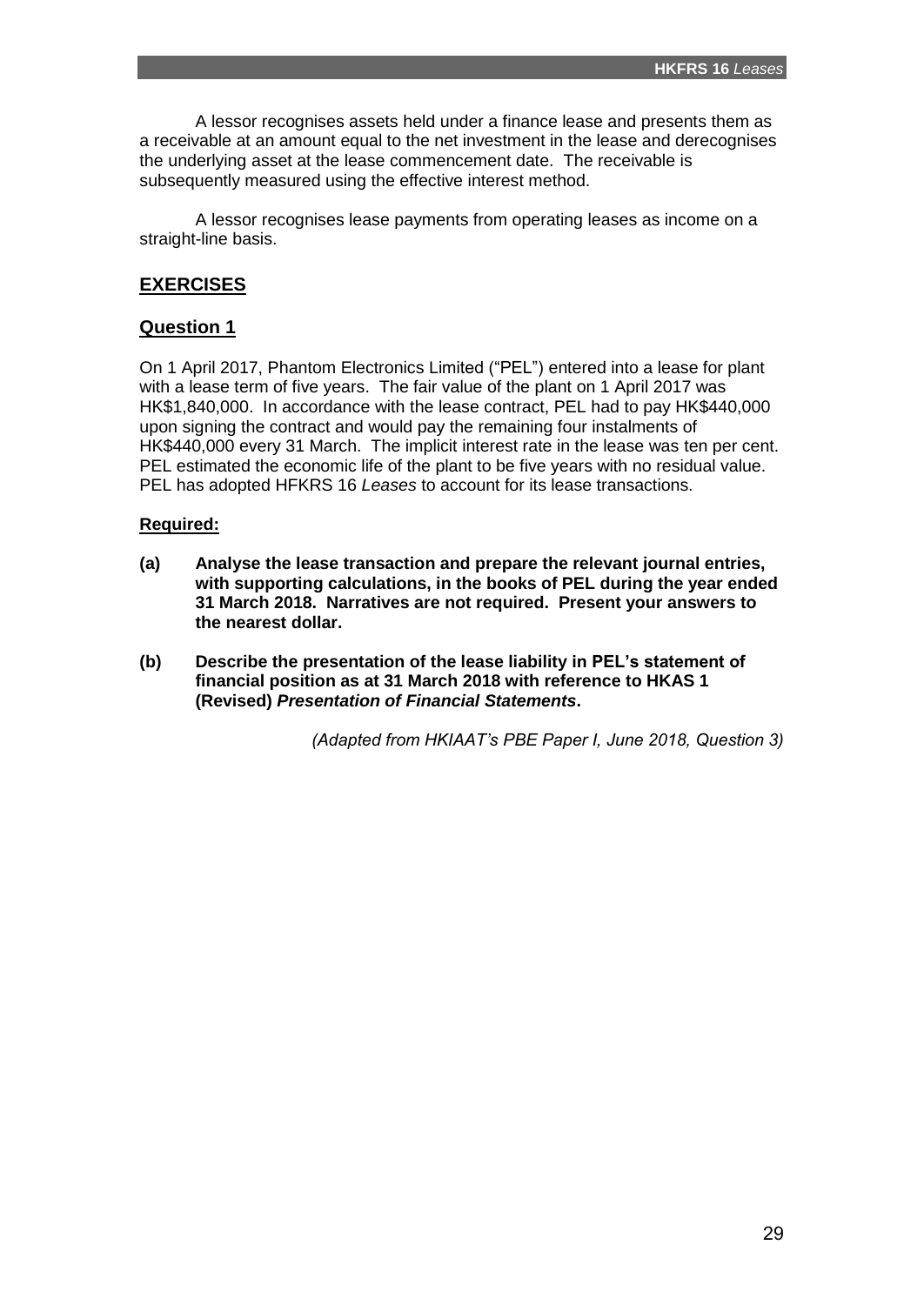A lessor recognises assets held under a finance lease and presents them as a receivable at an amount equal to the net investment in the lease and derecognises the underlying asset at the lease commencement date. The receivable is subsequently measured using the effective interest method.

A lessor recognises lease payments from operating leases as income on a straight-line basis.

## EXERCISES

### Question 1

On 1 April 2017, Phantom Electronics Limited ("PEL") entered into a lease for plant with a lease term of five years. The fair value of the plant on 1 April 2017 was HK$1,840,000. In accordance with the lease contract, PEL had to pay HK$440,000 upon signing the contract and would pay the remaining four instalments of HK$440,000 every 31 March. The implicit interest rate in the lease was ten per cent. PEL estimated the economic life of the plant to be five years with no residual value. PEL has adopted HFKRS 16 *Leases* to account for its lease transactions.

**Required:**

**(a) Analyse the lease transaction and prepare the relevant journal entries, with supporting calculations, in the books of PEL during the year ended 31 March 2018. Narratives are not required. Present your answers to the nearest dollar.**

**(b) Describe the presentation of the lease liability in PEL's statement of financial position as at 31 March 2018 with reference to HKAS 1 (Revised) *Presentation of Financial Statements*.**

*(Adapted from HKIAAT's PBE Paper I, June 2018, Question 3)*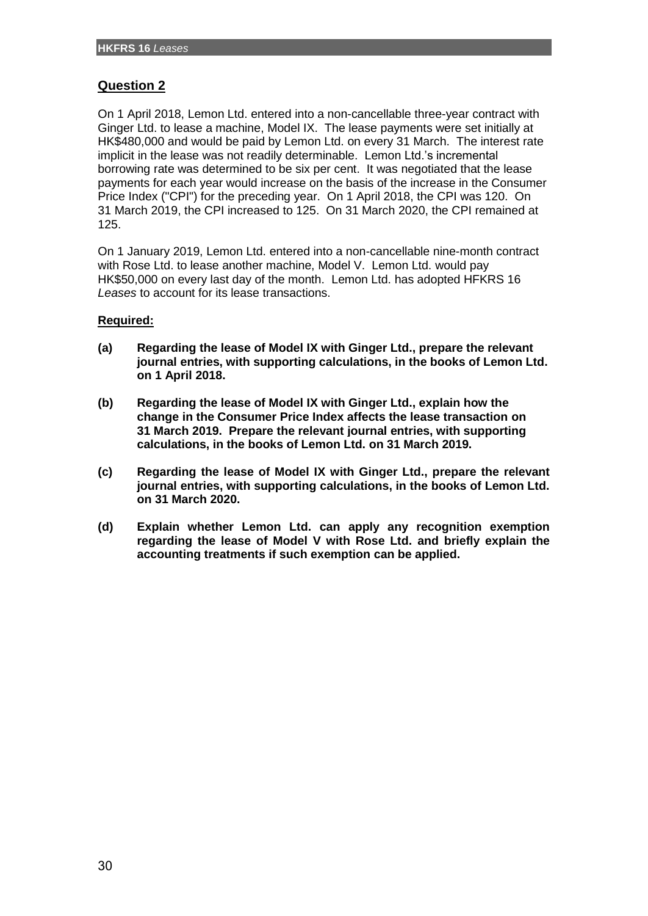## Question 2

On 1 April 2018, Lemon Ltd. entered into a non-cancellable three-year contract with Ginger Ltd. to lease a machine, Model IX. The lease payments were set initially at HK$480,000 and would be paid by Lemon Ltd. on every 31 March. The interest rate implicit in the lease was not readily determinable. Lemon Ltd.'s incremental borrowing rate was determined to be six per cent. It was negotiated that the lease payments for each year would increase on the basis of the increase in the Consumer Price Index ("CPI") for the preceding year. On 1 April 2018, the CPI was 120. On 31 March 2019, the CPI increased to 125. On 31 March 2020, the CPI remained at 125.

On 1 January 2019, Lemon Ltd. entered into a non-cancellable nine-month contract with Rose Ltd. to lease another machine, Model V. Lemon Ltd. would pay HK$50,000 on every last day of the month. Lemon Ltd. has adopted HFKRS 16 *Leases* to account for its lease transactions.

**Required:**

**(a)** **Regarding the lease of Model IX with Ginger Ltd., prepare the relevant journal entries, with supporting calculations, in the books of Lemon Ltd. on 1 April 2018.**

**(b)** **Regarding the lease of Model IX with Ginger Ltd., explain how the change in the Consumer Price Index affects the lease transaction on 31 March 2019. Prepare the relevant journal entries, with supporting calculations, in the books of Lemon Ltd. on 31 March 2019.**

**(c)** **Regarding the lease of Model IX with Ginger Ltd., prepare the relevant journal entries, with supporting calculations, in the books of Lemon Ltd. on 31 March 2020.**

**(d)** **Explain whether Lemon Ltd. can apply any recognition exemption regarding the lease of Model V with Rose Ltd. and briefly explain the accounting treatments if such exemption can be applied.**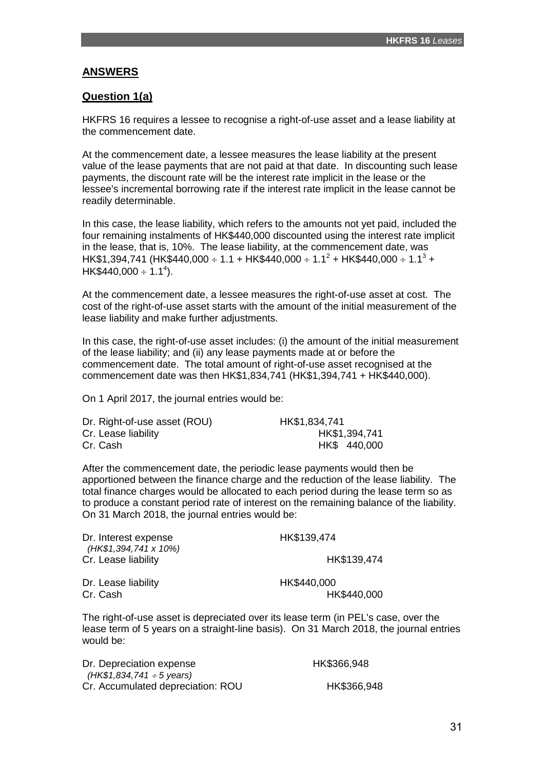## ANSWERS

### Question 1(a)

HKFRS 16 requires a lessee to recognise a right-of-use asset and a lease liability at the commencement date.

At the commencement date, a lessee measures the lease liability at the present value of the lease payments that are not paid at that date. In discounting such lease payments, the discount rate will be the interest rate implicit in the lease or the lessee's incremental borrowing rate if the interest rate implicit in the lease cannot be readily determinable.

In this case, the lease liability, which refers to the amounts not yet paid, included the four remaining instalments of HK$440,000 discounted using the interest rate implicit in the lease, that is, 10%. The lease liability, at the commencement date, was HK$1,394,741 (HK$440,000 $\div$ 1.1 + HK$440,000 $\div$ $1.1^2$ + HK$440,000 $\div$ $1.1^3$ + HK$440,000 $\div$ $1.1^4$).

At the commencement date, a lessee measures the right-of-use asset at cost. The cost of the right-of-use asset starts with the amount of the initial measurement of the lease liability and make further adjustments.

In this case, the right-of-use asset includes: (i) the amount of the initial measurement of the lease liability; and (ii) any lease payments made at or before the commencement date. The total amount of right-of-use asset recognised at the commencement date was then HK$1,834,741 (HK$1,394,741 + HK$440,000).

On 1 April 2017, the journal entries would be:

| | Dr | Cr |
|---|---|---|
| Dr. Right-of-use asset (ROU) | HK$1,834,741 | |
| Cr. Lease liability | | HK$1,394,741 |
| Cr. Cash | | HK$ 440,000 |

After the commencement date, the periodic lease payments would then be apportioned between the finance charge and the reduction of the lease liability. The total finance charges would be allocated to each period during the lease term so as to produce a constant period rate of interest on the remaining balance of the liability. On 31 March 2018, the journal entries would be:

| | Dr | Cr |
|---|---|---|
| Dr. Interest expense *(HK$1,394,741 x 10%)* | HK$139,474 | |
| Cr. Lease liability | | HK$139,474 |
| | | |
| Dr. Lease liability | HK$440,000 | |
| Cr. Cash | | HK$440,000 |

The right-of-use asset is depreciated over its lease term (in PEL's case, over the lease term of 5 years on a straight-line basis). On 31 March 2018, the journal entries would be:

| | Dr | Cr |
|---|---|---|
| Dr. Depreciation expense *(HK$1,834,741 $\div$ 5 years)* | HK$366,948 | |
| Cr. Accumulated depreciation: ROU | | HK$366,948 |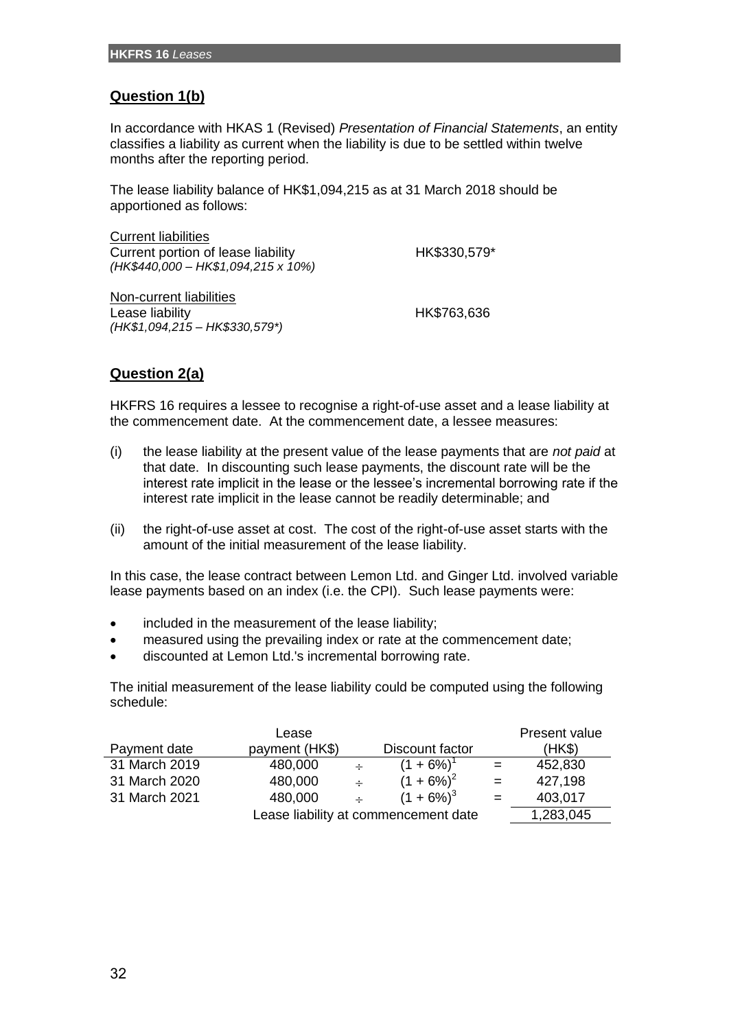## Question 1(b)

In accordance with HKAS 1 (Revised) *Presentation of Financial Statements*, an entity classifies a liability as current when the liability is due to be settled within twelve months after the reporting period.

The lease liability balance of HK$1,094,215 as at 31 March 2018 should be apportioned as follows:

| | |
|---|---|
| <u>Current liabilities</u> | |
| Current portion of lease liability | HK$330,579* |
| *(HK$440,000 – HK$1,094,215 x 10%)* | |
| | |
| <u>Non-current liabilities</u> | |
| Lease liability | HK$763,636 |
| *(HK$1,094,215 – HK$330,579*)* | |

## Question 2(a)

HKFRS 16 requires a lessee to recognise a right-of-use asset and a lease liability at the commencement date. At the commencement date, a lessee measures:

(i) the lease liability at the present value of the lease payments that are *not paid* at that date. In discounting such lease payments, the discount rate will be the interest rate implicit in the lease or the lessee's incremental borrowing rate if the interest rate implicit in the lease cannot be readily determinable; and

(ii) the right-of-use asset at cost. The cost of the right-of-use asset starts with the amount of the initial measurement of the lease liability.

In this case, the lease contract between Lemon Ltd. and Ginger Ltd. involved variable lease payments based on an index (i.e. the CPI). Such lease payments were:

- included in the measurement of the lease liability;
- measured using the prevailing index or rate at the commencement date;
- discounted at Lemon Ltd.'s incremental borrowing rate.

The initial measurement of the lease liability could be computed using the following schedule:

| Payment date | Lease payment (HK$) | | Discount factor | | Present value (HK$) |
|---|---|---|---|---|---|
| 31 March 2019 | 480,000 | ÷ | $(1 + 6\%)^1$ | = | 452,830 |
| 31 March 2020 | 480,000 | ÷ | $(1 + 6\%)^2$ | = | 427,198 |
| 31 March 2021 | 480,000 | ÷ | $(1 + 6\%)^3$ | = | 403,017 |
| | Lease liability at commencement date | | | | 1,283,045 |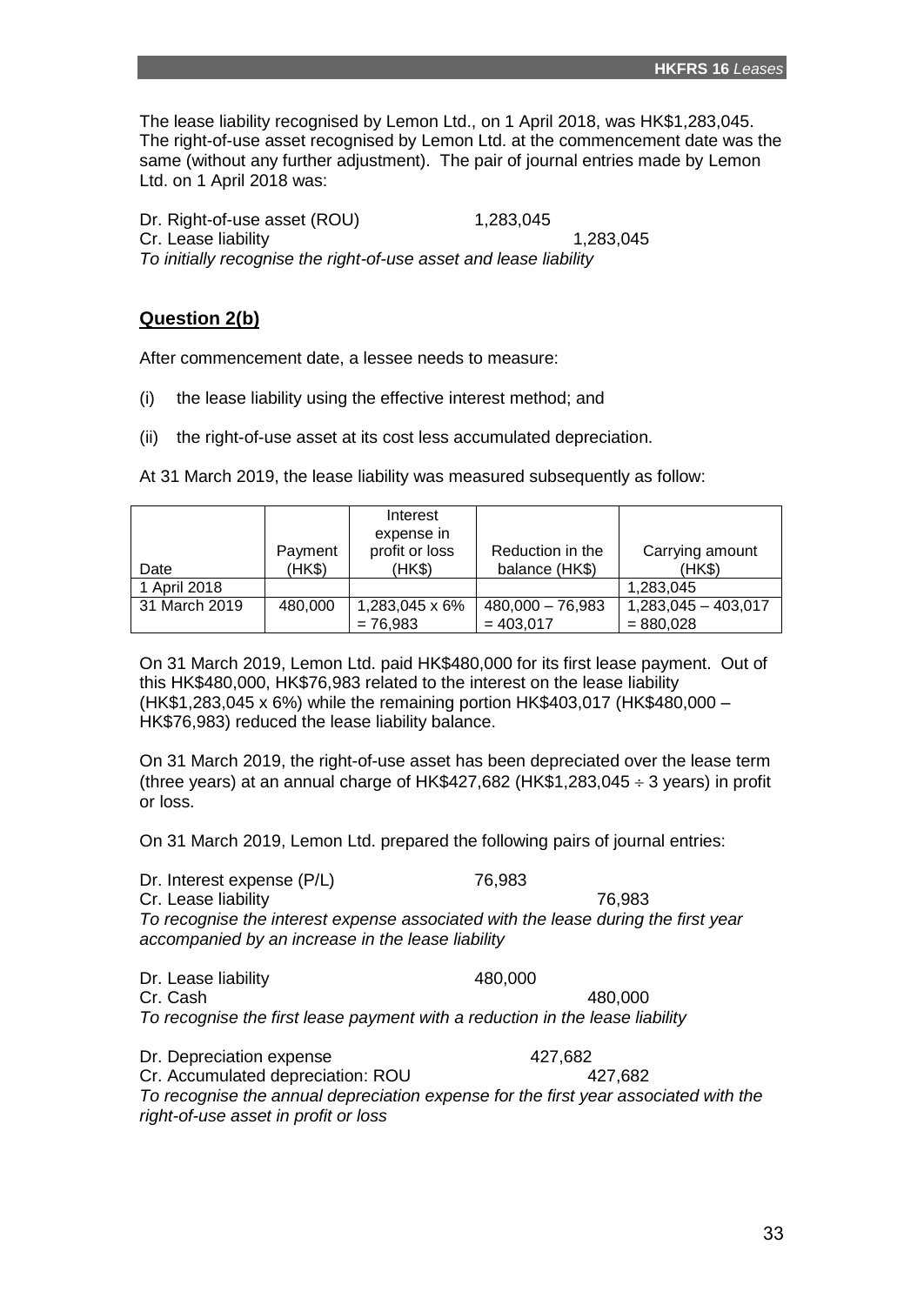The lease liability recognised by Lemon Ltd., on 1 April 2018, was HK$1,283,045. The right-of-use asset recognised by Lemon Ltd. at the commencement date was the same (without any further adjustment). The pair of journal entries made by Lemon Ltd. on 1 April 2018 was:

| | | |
|---|---|---|
| Dr. Right-of-use asset (ROU) | 1,283,045 | |
| Cr. Lease liability | | 1,283,045 |

*To initially recognise the right-of-use asset and lease liability*

## Question 2(b)

After commencement date, a lessee needs to measure:

(i) the lease liability using the effective interest method; and

(ii) the right-of-use asset at its cost less accumulated depreciation.

At 31 March 2019, the lease liability was measured subsequently as follow:

| Date | Payment (HK$) | Interest expense in profit or loss (HK$) | Reduction in the balance (HK$) | Carrying amount (HK$) |
|---|---|---|---|---|
| 1 April 2018 | | | | 1,283,045 |
| 31 March 2019 | 480,000 | 1,283,045 x 6% = 76,983 | 480,000 – 76,983 = 403,017 | 1,283,045 – 403,017 = 880,028 |

On 31 March 2019, Lemon Ltd. paid HK$480,000 for its first lease payment. Out of this HK$480,000, HK$76,983 related to the interest on the lease liability (HK$1,283,045 x 6%) while the remaining portion HK$403,017 (HK$480,000 – HK$76,983) reduced the lease liability balance.

On 31 March 2019, the right-of-use asset has been depreciated over the lease term (three years) at an annual charge of HK$427,682 (HK$1,283,045 ÷ 3 years) in profit or loss.

On 31 March 2019, Lemon Ltd. prepared the following pairs of journal entries:

| | | |
|---|---|---|
| Dr. Interest expense (P/L) | 76,983 | |
| Cr. Lease liability | | 76,983 |

*To recognise the interest expense associated with the lease during the first year accompanied by an increase in the lease liability*

| | | |
|---|---|---|
| Dr. Lease liability | 480,000 | |
| Cr. Cash | | 480,000 |

*To recognise the first lease payment with a reduction in the lease liability*

| | | |
|---|---|---|
| Dr. Depreciation expense | 427,682 | |
| Cr. Accumulated depreciation: ROU | | 427,682 |

*To recognise the annual depreciation expense for the first year associated with the right-of-use asset in profit or loss*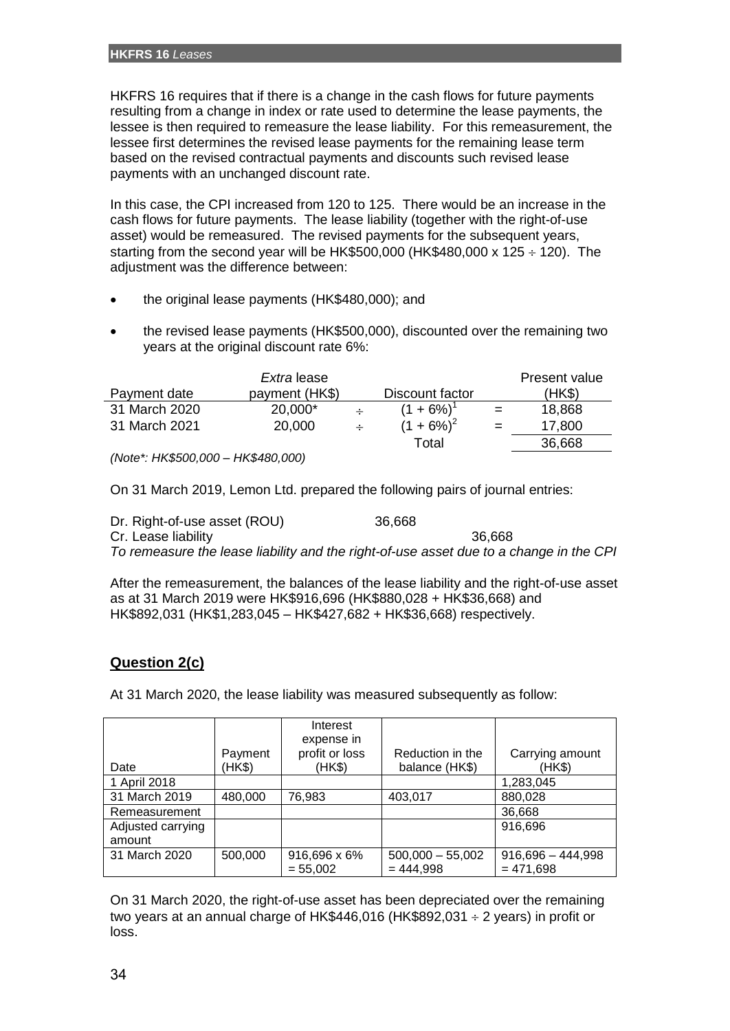HKFRS 16 requires that if there is a change in the cash flows for future payments resulting from a change in index or rate used to determine the lease payments, the lessee is then required to remeasure the lease liability. For this remeasurement, the lessee first determines the revised lease payments for the remaining lease term based on the revised contractual payments and discounts such revised lease payments with an unchanged discount rate.

In this case, the CPI increased from 120 to 125. There would be an increase in the cash flows for future payments. The lease liability (together with the right-of-use asset) would be remeasured. The revised payments for the subsequent years, starting from the second year will be HK$500,000 (HK$480,000 x 125 ÷ 120). The adjustment was the difference between:

- the original lease payments (HK$480,000); and
- the revised lease payments (HK$500,000), discounted over the remaining two years at the original discount rate 6%:

| Payment date | *Extra* lease payment (HK$) | | Discount factor | | Present value (HK$) |
|---|---|---|---|---|---|
| 31 March 2020 | 20,000* | ÷ | $(1 + 6\%)^1$ | = | 18,868 |
| 31 March 2021 | 20,000 | ÷ | $(1 + 6\%)^2$ | = | 17,800 |
| | | | Total | | 36,668 |

*(Note*: HK$500,000 – HK$480,000)*

On 31 March 2019, Lemon Ltd. prepared the following pairs of journal entries:

| | | |
|---|---|---|
| Dr. Right-of-use asset (ROU) | 36,668 | |
| Cr. Lease liability | | 36,668 |

*To remeasure the lease liability and the right-of-use asset due to a change in the CPI*

After the remeasurement, the balances of the lease liability and the right-of-use asset as at 31 March 2019 were HK$916,696 (HK$880,028 + HK$36,668) and HK$892,031 (HK$1,283,045 – HK$427,682 + HK$36,668) respectively.

## Question 2(c)

At 31 March 2020, the lease liability was measured subsequently as follow:

| Date | Payment (HK$) | Interest expense in profit or loss (HK$) | Reduction in the balance (HK$) | Carrying amount (HK$) |
|---|---|---|---|---|
| 1 April 2018 | | | | 1,283,045 |
| 31 March 2019 | 480,000 | 76,983 | 403,017 | 880,028 |
| Remeasurement | | | | 36,668 |
| Adjusted carrying amount | | | | 916,696 |
| 31 March 2020 | 500,000 | 916,696 x 6% = 55,002 | 500,000 – 55,002 = 444,998 | 916,696 – 444,998 = 471,698 |

On 31 March 2020, the right-of-use asset has been depreciated over the remaining two years at an annual charge of HK$446,016 (HK$892,031 ÷ 2 years) in profit or loss.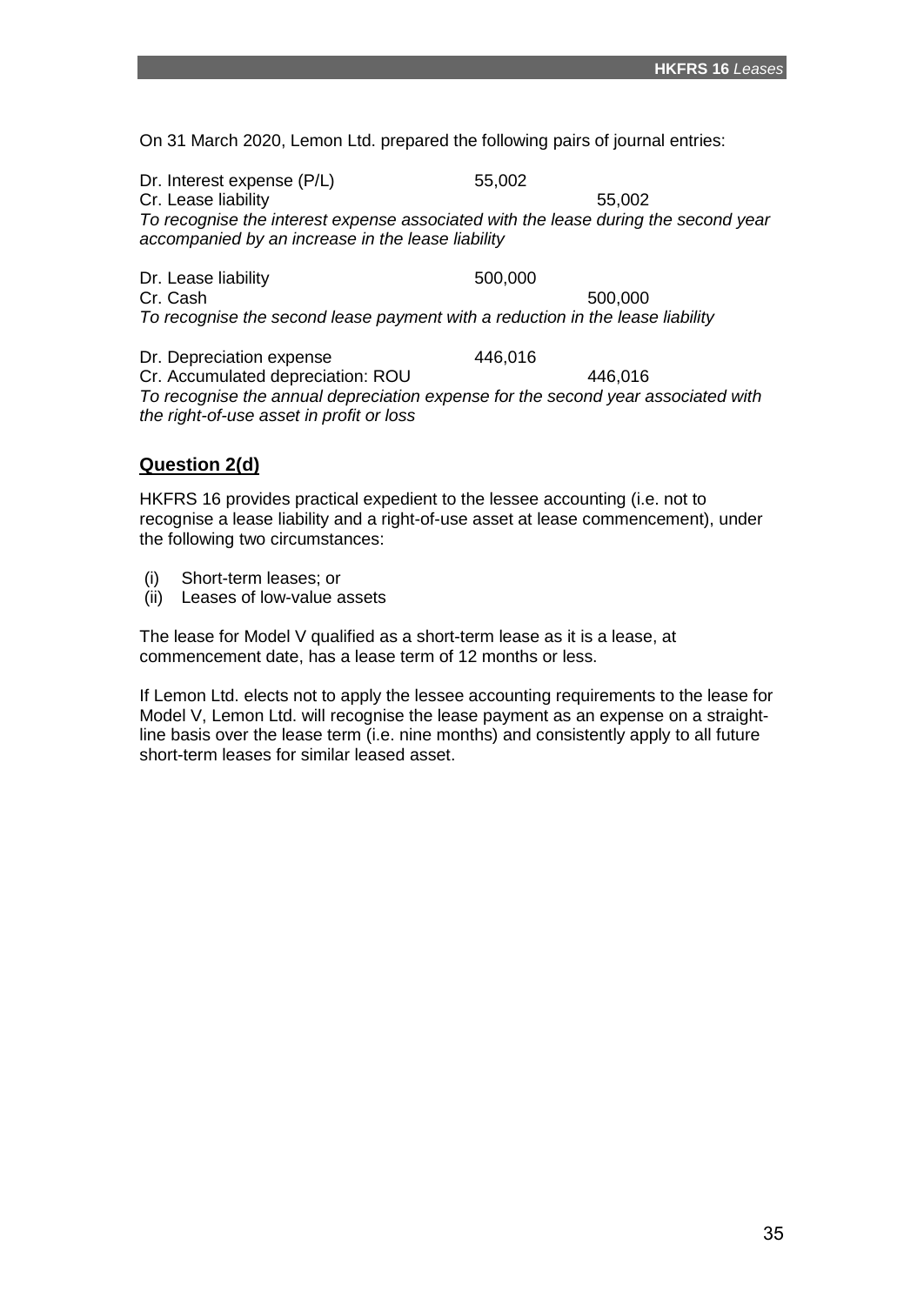On 31 March 2020, Lemon Ltd. prepared the following pairs of journal entries:

| | | |
|---|---|---|
| Dr. Interest expense (P/L) | 55,002 | |
| Cr. Lease liability | | 55,002 |

*To recognise the interest expense associated with the lease during the second year accompanied by an increase in the lease liability*

| | | |
|---|---|---|
| Dr. Lease liability | 500,000 | |
| Cr. Cash | | 500,000 |

*To recognise the second lease payment with a reduction in the lease liability*

| | | |
|---|---|---|
| Dr. Depreciation expense | 446,016 | |
| Cr. Accumulated depreciation: ROU | | 446,016 |

*To recognise the annual depreciation expense for the second year associated with the right-of-use asset in profit or loss*

## Question 2(d)

HKFRS 16 provides practical expedient to the lessee accounting (i.e. not to recognise a lease liability and a right-of-use asset at lease commencement), under the following two circumstances:

(i) Short-term leases; or
(ii) Leases of low-value assets

The lease for Model V qualified as a short-term lease as it is a lease, at commencement date, has a lease term of 12 months or less.

If Lemon Ltd. elects not to apply the lessee accounting requirements to the lease for Model V, Lemon Ltd. will recognise the lease payment as an expense on a straight-line basis over the lease term (i.e. nine months) and consistently apply to all future short-term leases for similar leased asset.